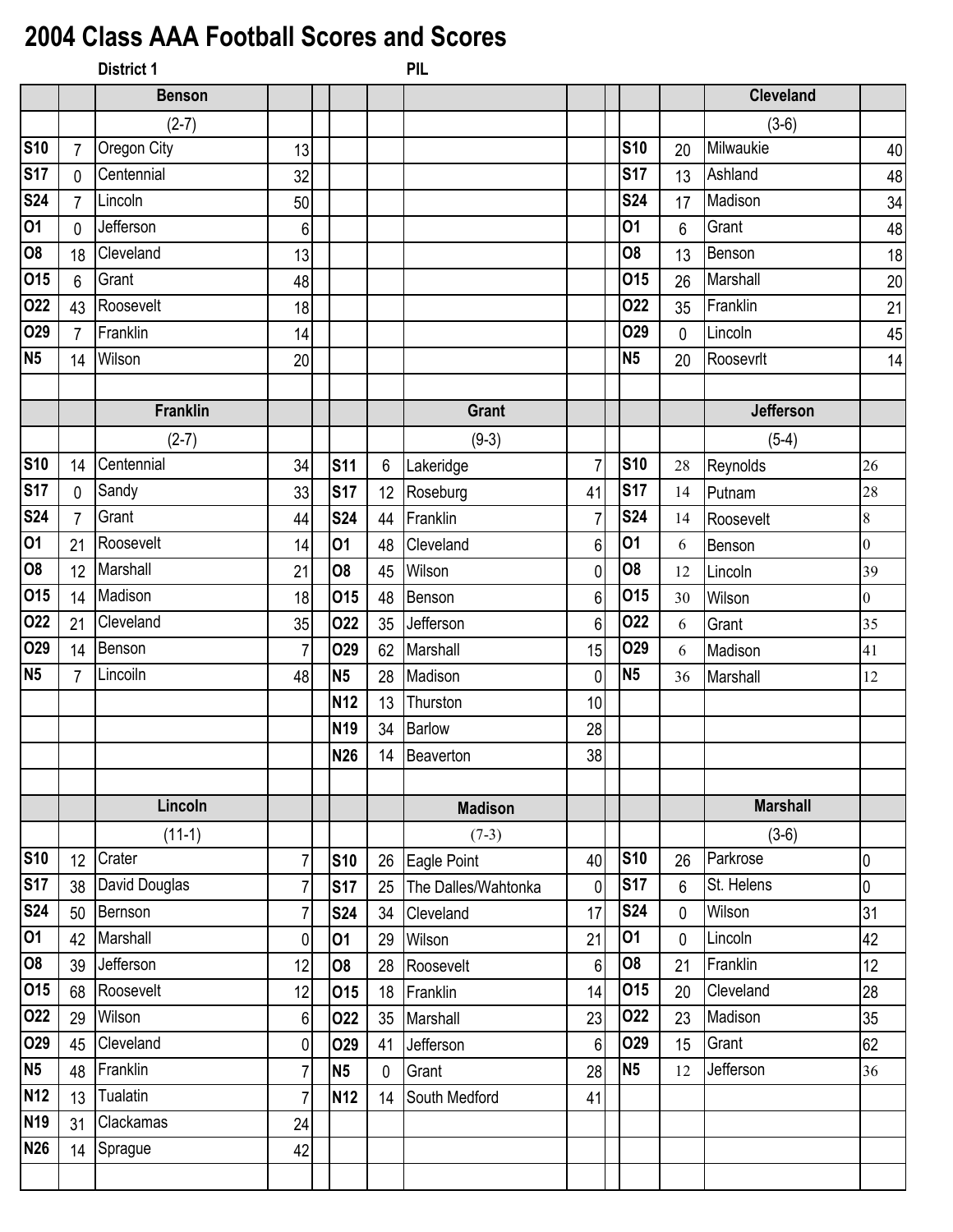# 2004 Class AAA Football Scores and Scores

**District 1** — **PIL**

### Benson (2-7)

| Date | Score | Opponent | Opp. Score |
|---|---|---|---|
| S10 | 7 | Oregon City | 13 |
| S17 | 0 | Centennial | 32 |
| S24 | 7 | Lincoln | 50 |
| O1 | 0 | Jefferson | 6 |
| O8 | 18 | Cleveland | 13 |
| O15 | 6 | Grant | 48 |
| O22 | 43 | Roosevelt | 18 |
| O29 | 7 | Franklin | 14 |
| N5 | 14 | Wilson | 20 |

### Cleveland (3-6)

| Date | Score | Opponent | Opp. Score |
|---|---|---|---|
| S10 | 20 | Milwaukie | 40 |
| S17 | 13 | Ashland | 48 |
| S24 | 17 | Madison | 34 |
| O1 | 6 | Grant | 48 |
| O8 | 13 | Benson | 18 |
| O15 | 26 | Marshall | 20 |
| O22 | 35 | Franklin | 21 |
| O29 | 0 | Lincoln | 45 |
| N5 | 20 | Roosevrlt | 14 |

### Franklin (2-7)

| Date | Score | Opponent | Opp. Score |
|---|---|---|---|
| S10 | 14 | Centennial | 34 |
| S17 | 0 | Sandy | 33 |
| S24 | 7 | Grant | 44 |
| O1 | 21 | Roosevelt | 14 |
| O8 | 12 | Marshall | 21 |
| O15 | 14 | Madison | 18 |
| O22 | 21 | Cleveland | 35 |
| O29 | 14 | Benson | 7 |
| N5 | 7 | Lincoiln | 48 |

### Grant (9-3)

| Date | Score | Opponent | Opp. Score |
|---|---|---|---|
| S11 | 6 | Lakeridge | 7 |
| S17 | 12 | Roseburg | 41 |
| S24 | 44 | Franklin | 7 |
| O1 | 48 | Cleveland | 6 |
| O8 | 45 | Wilson | 0 |
| O15 | 48 | Benson | 6 |
| O22 | 35 | Jefferson | 6 |
| O29 | 62 | Marshall | 15 |
| N5 | 28 | Madison | 0 |
| N12 | 13 | Thurston | 10 |
| N19 | 34 | Barlow | 28 |
| N26 | 14 | Beaverton | 38 |

### Jefferson (5-4)

| Date | Score | Opponent | Opp. Score |
|---|---|---|---|
| S10 | 28 | Reynolds | 26 |
| S17 | 14 | Putnam | 28 |
| S24 | 14 | Roosevelt | 8 |
| O1 | 6 | Benson | 0 |
| O8 | 12 | Lincoln | 39 |
| O15 | 30 | Wilson | 0 |
| O22 | 6 | Grant | 35 |
| O29 | 6 | Madison | 41 |
| N5 | 36 | Marshall | 12 |

### Lincoln (11-1)

| Date | Score | Opponent | Opp. Score |
|---|---|---|---|
| S10 | 12 | Crater | 7 |
| S17 | 38 | David Douglas | 7 |
| S24 | 50 | Bernson | 7 |
| O1 | 42 | Marshall | 0 |
| O8 | 39 | Jefferson | 12 |
| O15 | 68 | Roosevelt | 12 |
| O22 | 29 | Wilson | 6 |
| O29 | 45 | Cleveland | 0 |
| N5 | 48 | Franklin | 7 |
| N12 | 13 | Tualatin | 7 |
| N19 | 31 | Clackamas | 24 |
| N26 | 14 | Sprague | 42 |

### Madison (7-3)

| Date | Score | Opponent | Opp. Score |
|---|---|---|---|
| S10 | 26 | Eagle Point | 40 |
| S17 | 25 | The Dalles/Wahtonka | 0 |
| S24 | 34 | Cleveland | 17 |
| O1 | 29 | Wilson | 21 |
| O8 | 28 | Roosevelt | 6 |
| O15 | 18 | Franklin | 14 |
| O22 | 35 | Marshall | 23 |
| O29 | 41 | Jefferson | 6 |
| N5 | 0 | Grant | 28 |
| N12 | 14 | South Medford | 41 |

### Marshall (3-6)

| Date | Score | Opponent | Opp. Score |
|---|---|---|---|
| S10 | 26 | Parkrose | 0 |
| S17 | 6 | St. Helens | 0 |
| S24 | 0 | Wilson | 31 |
| O1 | 0 | Lincoln | 42 |
| O8 | 21 | Franklin | 12 |
| O15 | 20 | Cleveland | 28 |
| O22 | 23 | Madison | 35 |
| O29 | 15 | Grant | 62 |
| N5 | 12 | Jefferson | 36 |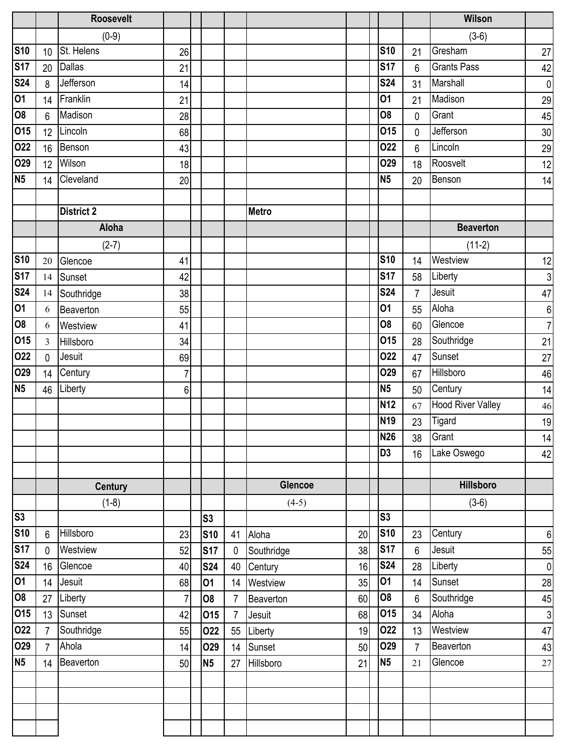### Roosevelt

(0-9)

| Date | Score | Opponent | Opp |
|---|---|---|---|
| S10 | 10 | St. Helens | 26 |
| S17 | 20 | Dallas | 21 |
| S24 | 8 | Jefferson | 14 |
| O1 | 14 | Franklin | 21 |
| O8 | 6 | Madison | 28 |
| O15 | 12 | Lincoln | 68 |
| O22 | 16 | Benson | 43 |
| O29 | 12 | Wilson | 18 |
| N5 | 14 | Cleveland | 20 |

### Wilson

(3-6)

| Date | Score | Opponent | Opp |
|---|---|---|---|
| S10 | 21 | Gresham | 27 |
| S17 | 6 | Grants Pass | 42 |
| S24 | 31 | Marshall | 0 |
| O1 | 21 | Madison | 29 |
| O8 | 0 | Grant | 45 |
| O15 | 0 | Jefferson | 30 |
| O22 | 6 | Lincoln | 29 |
| O29 | 18 | Roosvelt | 12 |
| N5 | 20 | Benson | 14 |

**District 2** **Metro**

### Aloha

(2-7)

| Date | Score | Opponent | Opp |
|---|---|---|---|
| S10 | 20 | Glencoe | 41 |
| S17 | 14 | Sunset | 42 |
| S24 | 14 | Southridge | 38 |
| O1 | 6 | Beaverton | 55 |
| O8 | 6 | Westview | 41 |
| O15 | 3 | Hillsboro | 34 |
| O22 | 0 | Jesuit | 69 |
| O29 | 14 | Century | 7 |
| N5 | 46 | Liberty | 6 |

### Beaverton

(11-2)

| Date | Score | Opponent | Opp |
|---|---|---|---|
| S10 | 14 | Westview | 12 |
| S17 | 58 | Liberty | 3 |
| S24 | 7 | Jesuit | 47 |
| O1 | 55 | Aloha | 6 |
| O8 | 60 | Glencoe | 7 |
| O15 | 28 | Southridge | 21 |
| O22 | 47 | Sunset | 27 |
| O29 | 67 | Hillsboro | 46 |
| N5 | 50 | Century | 14 |
| N12 | 67 | Hood River Valley | 46 |
| N19 | 23 | Tigard | 19 |
| N26 | 38 | Grant | 14 |
| D3 | 16 | Lake Oswego | 42 |

### Century

(1-8)

| Date | Score | Opponent | Opp |
|---|---|---|---|
| S3 | | | |
| S10 | 6 | Hillsboro | 23 |
| S17 | 0 | Westview | 52 |
| S24 | 16 | Glencoe | 40 |
| O1 | 14 | Jesuit | 68 |
| O8 | 27 | Liberty | 7 |
| O15 | 13 | Sunset | 42 |
| O22 | 7 | Southridge | 55 |
| O29 | 7 | Ahola | 14 |
| N5 | 14 | Beaverton | 50 |

### Glencoe

(4-5)

| Date | Score | Opponent | Opp |
|---|---|---|---|
| S3 | | | |
| S10 | 41 | Aloha | 20 |
| S17 | 0 | Southridge | 38 |
| S24 | 40 | Century | 16 |
| O1 | 14 | Westview | 35 |
| O8 | 7 | Beaverton | 60 |
| O15 | 7 | Jesuit | 68 |
| O22 | 55 | Liberty | 19 |
| O29 | 14 | Sunset | 50 |
| N5 | 27 | Hillsboro | 21 |

### Hillsboro

(3-6)

| Date | Score | Opponent | Opp |
|---|---|---|---|
| S3 | | | |
| S10 | 23 | Century | 6 |
| S17 | 6 | Jesuit | 55 |
| S24 | 28 | Liberty | 0 |
| O1 | 14 | Sunset | 28 |
| O8 | 6 | Southridge | 45 |
| O15 | 34 | Aloha | 3 |
| O22 | 13 | Westview | 47 |
| O29 | 7 | Beaverton | 43 |
| N5 | 21 | Glencoe | 27 |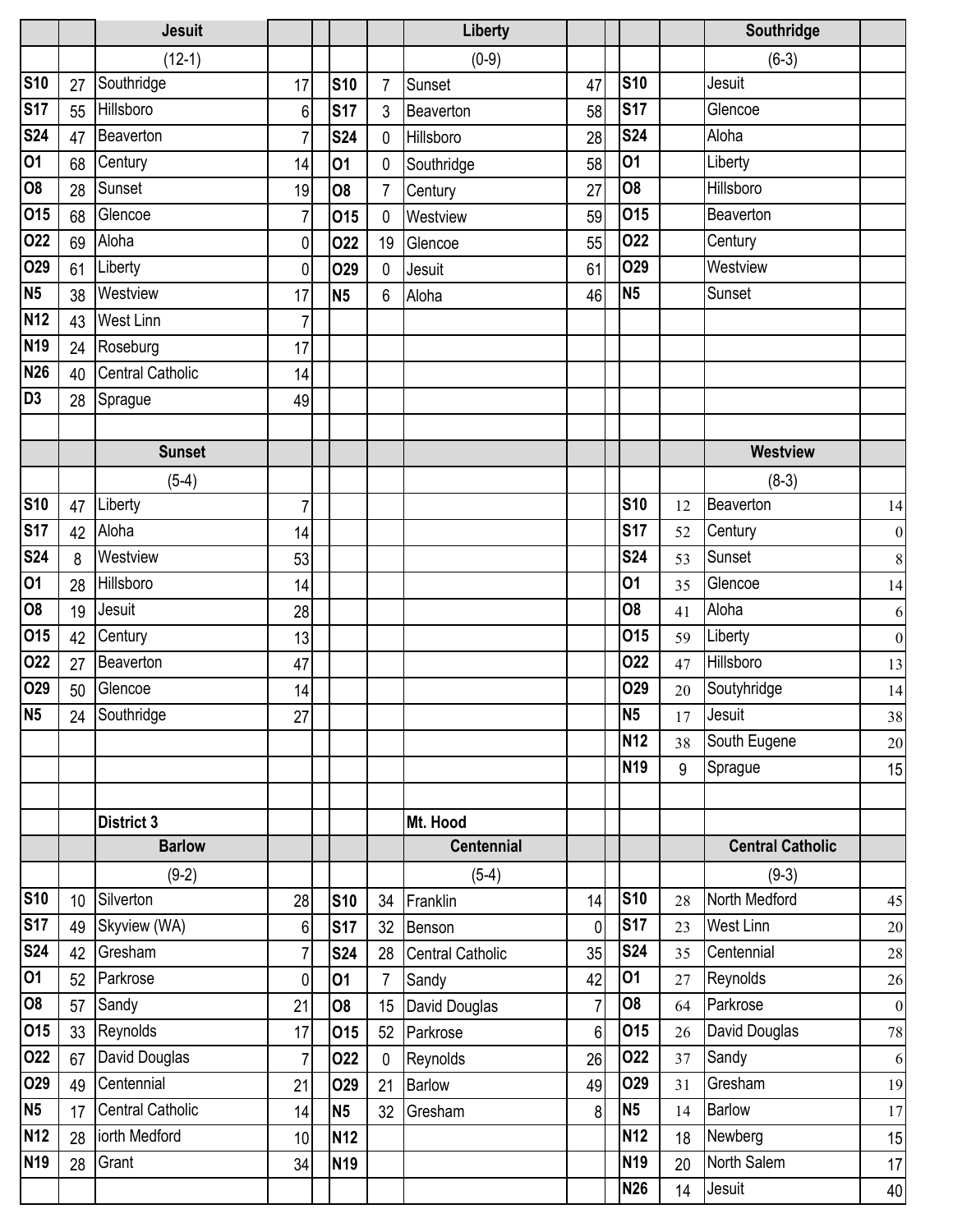| | | Jesuit | | | | | Liberty | | | | | Southridge | |
|---|---|---|---|---|---|---|---|---|---|---|---|---|---|
| | | (12-1) | | | | | (0-9) | | | | | (6-3) | |
| S10 | 27 | Southridge | 17 | | S10 | 7 | Sunset | 47 | | S10 | | Jesuit | |
| S17 | 55 | Hillsboro | 6 | | S17 | 3 | Beaverton | 58 | | S17 | | Glencoe | |
| S24 | 47 | Beaverton | 7 | | S24 | 0 | Hillsboro | 28 | | S24 | | Aloha | |
| O1 | 68 | Century | 14 | | O1 | 0 | Southridge | 58 | | O1 | | Liberty | |
| O8 | 28 | Sunset | 19 | | O8 | 7 | Century | 27 | | O8 | | Hillsboro | |
| O15 | 68 | Glencoe | 7 | | O15 | 0 | Westview | 59 | | O15 | | Beaverton | |
| O22 | 69 | Aloha | 0 | | O22 | 19 | Glencoe | 55 | | O22 | | Century | |
| O29 | 61 | Liberty | 0 | | O29 | 0 | Jesuit | 61 | | O29 | | Westview | |
| N5 | 38 | Westview | 17 | | N5 | 6 | Aloha | 46 | | N5 | | Sunset | |
| N12 | 43 | West Linn | 7 | | | | | | | | | | |
| N19 | 24 | Roseburg | 17 | | | | | | | | | | |
| N26 | 40 | Central Catholic | 14 | | | | | | | | | | |
| D3 | 28 | Sprague | 49 | | | | | | | | | | |

| | | Sunset | | | | | | | | | | Westview | |
|---|---|---|---|---|---|---|---|---|---|---|---|---|---|
| | | (5-4) | | | | | | | | | | (8-3) | |
| S10 | 47 | Liberty | 7 | | | | | | | S10 | 12 | Beaverton | 14 |
| S17 | 42 | Aloha | 14 | | | | | | | S17 | 52 | Century | 0 |
| S24 | 8 | Westview | 53 | | | | | | | S24 | 53 | Sunset | 8 |
| O1 | 28 | Hillsboro | 14 | | | | | | | O1 | 35 | Glencoe | 14 |
| O8 | 19 | Jesuit | 28 | | | | | | | O8 | 41 | Aloha | 6 |
| O15 | 42 | Century | 13 | | | | | | | O15 | 59 | Liberty | 0 |
| O22 | 27 | Beaverton | 47 | | | | | | | O22 | 47 | Hillsboro | 13 |
| O29 | 50 | Glencoe | 14 | | | | | | | O29 | 20 | Soutyhridge | 14 |
| N5 | 24 | Southridge | 27 | | | | | | | N5 | 17 | Jesuit | 38 |
| | | | | | | | | | | N12 | 38 | South Eugene | 20 |
| | | | | | | | | | | N19 | 9 | Sprague | 15 |

| | | District 3 | | | | | Mt. Hood | | | | | | |
|---|---|---|---|---|---|---|---|---|---|---|---|---|---|
| | | Barlow | | | | | Centennial | | | | | Central Catholic | |
| | | (9-2) | | | | | (5-4) | | | | | (9-3) | |
| S10 | 10 | Silverton | 28 | | S10 | 34 | Franklin | 14 | | S10 | 28 | North Medford | 45 |
| S17 | 49 | Skyview (WA) | 6 | | S17 | 32 | Benson | 0 | | S17 | 23 | West Linn | 20 |
| S24 | 42 | Gresham | 7 | | S24 | 28 | Central Catholic | 35 | | S24 | 35 | Centennial | 28 |
| O1 | 52 | Parkrose | 0 | | O1 | 7 | Sandy | 42 | | O1 | 27 | Reynolds | 26 |
| O8 | 57 | Sandy | 21 | | O8 | 15 | David Douglas | 7 | | O8 | 64 | Parkrose | 0 |
| O15 | 33 | Reynolds | 17 | | O15 | 52 | Parkrose | 6 | | O15 | 26 | David Douglas | 78 |
| O22 | 67 | David Douglas | 7 | | O22 | 0 | Reynolds | 26 | | O22 | 37 | Sandy | 6 |
| O29 | 49 | Centennial | 21 | | O29 | 21 | Barlow | 49 | | O29 | 31 | Gresham | 19 |
| N5 | 17 | Central Catholic | 14 | | N5 | 32 | Gresham | 8 | | N5 | 14 | Barlow | 17 |
| N12 | 28 | iorth Medford | 10 | | N12 | | | | | N12 | 18 | Newberg | 15 |
| N19 | 28 | Grant | 34 | | N19 | | | | | N19 | 20 | North Salem | 17 |
| | | | | | | | | | | N26 | 14 | Jesuit | 40 |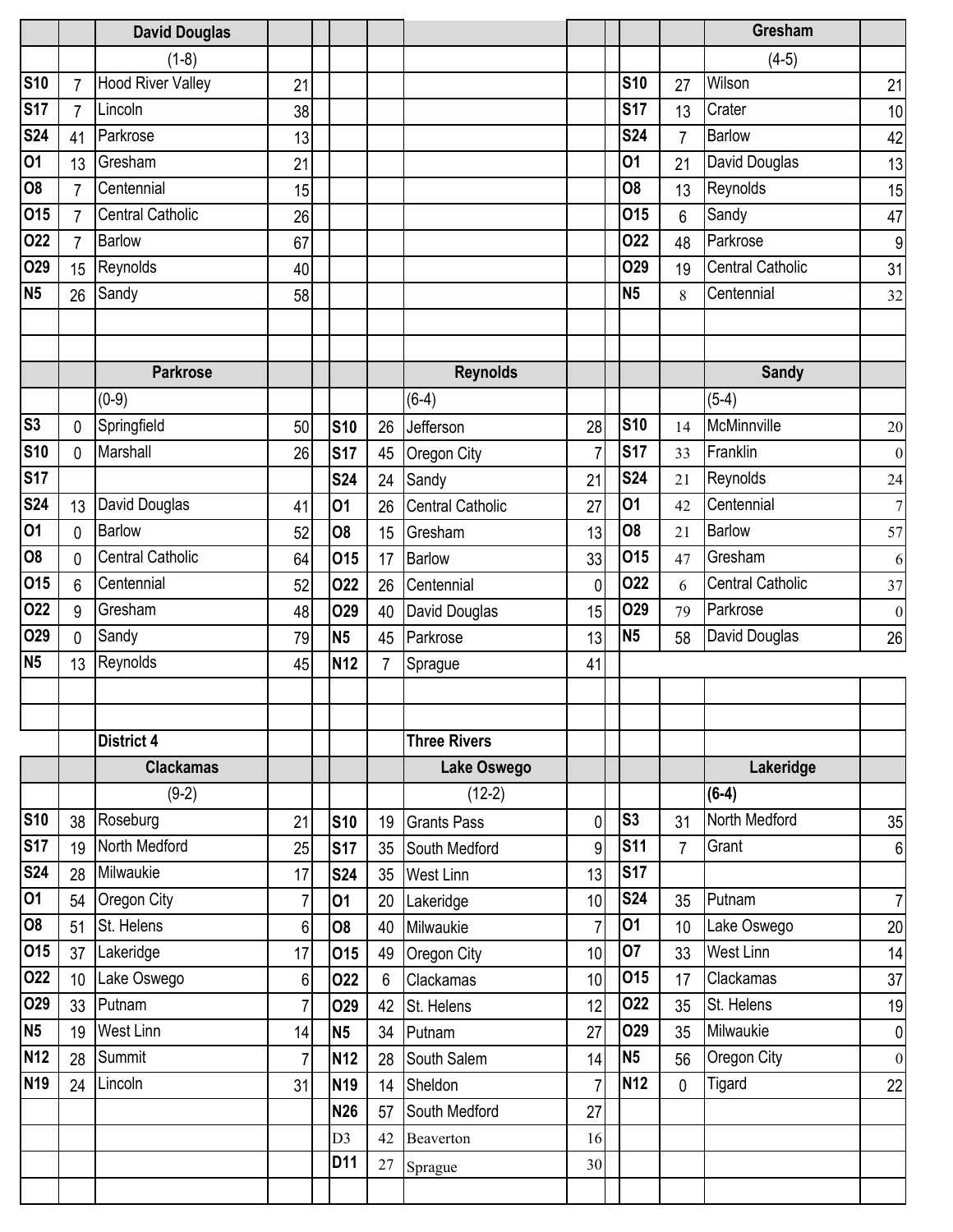## David Douglas

(1-8)

| Date | Score | Opponent | Opp |
|---|---|---|---|
| S10 | 7 | Hood River Valley | 21 |
| S17 | 7 | Lincoln | 38 |
| S24 | 41 | Parkrose | 13 |
| O1 | 13 | Gresham | 21 |
| O8 | 7 | Centennial | 15 |
| O15 | 7 | Central Catholic | 26 |
| O22 | 7 | Barlow | 67 |
| O29 | 15 | Reynolds | 40 |
| N5 | 26 | Sandy | 58 |

## Gresham

(4-5)

| Date | Score | Opponent | Opp |
|---|---|---|---|
| S10 | 27 | Wilson | 21 |
| S17 | 13 | Crater | 10 |
| S24 | 7 | Barlow | 42 |
| O1 | 21 | David Douglas | 13 |
| O8 | 13 | Reynolds | 15 |
| O15 | 6 | Sandy | 47 |
| O22 | 48 | Parkrose | 9 |
| O29 | 19 | Central Catholic | 31 |
| N5 | 8 | Centennial | 32 |

## Parkrose

(0-9)

| Date | Score | Opponent | Opp |
|---|---|---|---|
| S3 | 0 | Springfield | 50 |
| S10 | 0 | Marshall | 26 |
| S17 | | | |
| S24 | 13 | David Douglas | 41 |
| O1 | 0 | Barlow | 52 |
| O8 | 0 | Central Catholic | 64 |
| O15 | 6 | Centennial | 52 |
| O22 | 9 | Gresham | 48 |
| O29 | 0 | Sandy | 79 |
| N5 | 13 | Reynolds | 45 |

## Reynolds

(6-4)

| Date | Score | Opponent | Opp |
|---|---|---|---|
| S10 | 26 | Jefferson | 28 |
| S17 | 45 | Oregon City | 7 |
| S24 | 24 | Sandy | 21 |
| O1 | 26 | Central Catholic | 27 |
| O8 | 15 | Gresham | 13 |
| O15 | 17 | Barlow | 33 |
| O22 | 26 | Centennial | 0 |
| O29 | 40 | David Douglas | 15 |
| N5 | 45 | Parkrose | 13 |
| N12 | 7 | Sprague | 41 |

## Sandy

(5-4)

| Date | Score | Opponent | Opp |
|---|---|---|---|
| S10 | 14 | McMinnville | 20 |
| S17 | 33 | Franklin | 0 |
| S24 | 21 | Reynolds | 24 |
| O1 | 42 | Centennial | 7 |
| O8 | 21 | Barlow | 57 |
| O15 | 47 | Gresham | 6 |
| O22 | 6 | Central Catholic | 37 |
| O29 | 79 | Parkrose | 0 |
| N5 | 58 | David Douglas | 26 |

# District 4

# Three Rivers

## Clackamas

(9-2)

| Date | Score | Opponent | Opp |
|---|---|---|---|
| S10 | 38 | Roseburg | 21 |
| S17 | 19 | North Medford | 25 |
| S24 | 28 | Milwaukie | 17 |
| O1 | 54 | Oregon City | 7 |
| O8 | 51 | St. Helens | 6 |
| O15 | 37 | Lakeridge | 17 |
| O22 | 10 | Lake Oswego | 6 |
| O29 | 33 | Putnam | 7 |
| N5 | 19 | West Linn | 14 |
| N12 | 28 | Summit | 7 |
| N19 | 24 | Lincoln | 31 |

## Lake Oswego

(12-2)

| Date | Score | Opponent | Opp |
|---|---|---|---|
| S10 | 19 | Grants Pass | 0 |
| S17 | 35 | South Medford | 9 |
| S24 | 35 | West Linn | 13 |
| O1 | 20 | Lakeridge | 10 |
| O8 | 40 | Milwaukie | 7 |
| O15 | 49 | Oregon City | 10 |
| O22 | 6 | Clackamas | 10 |
| O29 | 42 | St. Helens | 12 |
| N5 | 34 | Putnam | 27 |
| N12 | 28 | South Salem | 14 |
| N19 | 14 | Sheldon | 7 |
| N26 | 57 | South Medford | 27 |
| D3 | 42 | Beaverton | 16 |
| D11 | 27 | Sprague | 30 |

## Lakeridge

**(6-4)**

| Date | Score | Opponent | Opp |
|---|---|---|---|
| S3 | 31 | North Medford | 35 |
| S11 | 7 | Grant | 6 |
| S17 | | | |
| S24 | 35 | Putnam | 7 |
| O1 | 10 | Lake Oswego | 20 |
| O7 | 33 | West Linn | 14 |
| O15 | 17 | Clackamas | 37 |
| O22 | 35 | St. Helens | 19 |
| O29 | 35 | Milwaukie | 0 |
| N5 | 56 | Oregon City | 0 |
| N12 | 0 | Tigard | 22 |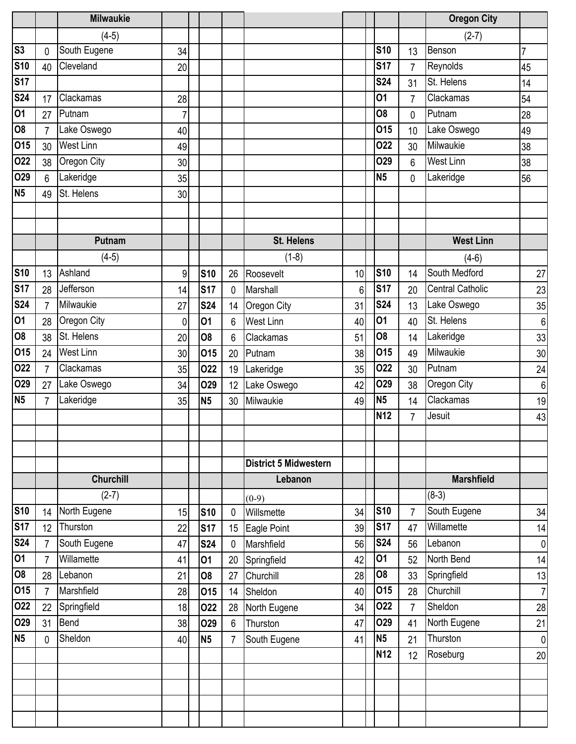### Milwaukie

(4-5)

| Date | Score | Opponent | Opp |
|---|---|---|---|
| S3 | 0 | South Eugene | 34 |
| S10 | 40 | Cleveland | 20 |
| S17 | | | |
| S24 | 17 | Clackamas | 28 |
| O1 | 27 | Putnam | 7 |
| O8 | 7 | Lake Oswego | 40 |
| O15 | 30 | West Linn | 49 |
| O22 | 38 | Oregon City | 30 |
| O29 | 6 | Lakeridge | 35 |
| N5 | 49 | St. Helens | 30 |

### Oregon City

(2-7)

| Date | Score | Opponent | Opp |
|---|---|---|---|
| S10 | 13 | Benson | 7 |
| S17 | 7 | Reynolds | 45 |
| S24 | 31 | St. Helens | 14 |
| O1 | 7 | Clackamas | 54 |
| O8 | 0 | Putnam | 28 |
| O15 | 10 | Lake Oswego | 49 |
| O22 | 30 | Milwaukie | 38 |
| O29 | 6 | West Linn | 38 |
| N5 | 0 | Lakeridge | 56 |

### Putnam

(4-5)

| Date | Score | Opponent | Opp |
|---|---|---|---|
| S10 | 13 | Ashland | 9 |
| S17 | 28 | Jefferson | 14 |
| S24 | 7 | Milwaukie | 27 |
| O1 | 28 | Oregon City | 0 |
| O8 | 38 | St. Helens | 20 |
| O15 | 24 | West Linn | 30 |
| O22 | 7 | Clackamas | 35 |
| O29 | 27 | Lake Oswego | 34 |
| N5 | 7 | Lakeridge | 35 |

### St. Helens

(1-8)

| Date | Score | Opponent | Opp |
|---|---|---|---|
| S10 | 26 | Roosevelt | 10 |
| S17 | 0 | Marshall | 6 |
| S24 | 14 | Oregon City | 31 |
| O1 | 6 | West Linn | 40 |
| O8 | 6 | Clackamas | 51 |
| O15 | 20 | Putnam | 38 |
| O22 | 19 | Lakeridge | 35 |
| O29 | 12 | Lake Oswego | 42 |
| N5 | 30 | Milwaukie | 49 |

### West Linn

(4-6)

| Date | Score | Opponent | Opp |
|---|---|---|---|
| S10 | 14 | South Medford | 27 |
| S17 | 20 | Central Catholic | 23 |
| S24 | 13 | Lake Oswego | 35 |
| O1 | 40 | St. Helens | 6 |
| O8 | 14 | Lakeridge | 33 |
| O15 | 49 | Milwaukie | 30 |
| O22 | 30 | Putnam | 24 |
| O29 | 38 | Oregon City | 6 |
| N5 | 14 | Clackamas | 19 |
| N12 | 7 | Jesuit | 43 |

## District 5 Midwestern

### Churchill

(2-7)

| Date | Score | Opponent | Opp |
|---|---|---|---|
| S10 | 14 | North Eugene | 15 |
| S17 | 12 | Thurston | 22 |
| S24 | 7 | South Eugene | 47 |
| O1 | 7 | Willamette | 41 |
| O8 | 28 | Lebanon | 21 |
| O15 | 7 | Marshfield | 28 |
| O22 | 22 | Springfield | 18 |
| O29 | 31 | Bend | 38 |
| N5 | 0 | Sheldon | 40 |

### Lebanon

(0-9)

| Date | Score | Opponent | Opp |
|---|---|---|---|
| S10 | 0 | Willsmette | 34 |
| S17 | 15 | Eagle Point | 39 |
| S24 | 0 | Marshfield | 56 |
| O1 | 20 | Springfield | 42 |
| O8 | 27 | Churchill | 28 |
| O15 | 14 | Sheldon | 40 |
| O22 | 28 | North Eugene | 34 |
| O29 | 6 | Thurston | 47 |
| N5 | 7 | South Eugene | 41 |

### Marshfield

(8-3)

| Date | Score | Opponent | Opp |
|---|---|---|---|
| S10 | 7 | South Eugene | 34 |
| S17 | 47 | Willamette | 14 |
| S24 | 56 | Lebanon | 0 |
| O1 | 52 | North Bend | 14 |
| O8 | 33 | Springfield | 13 |
| O15 | 28 | Churchill | 7 |
| O22 | 7 | Sheldon | 28 |
| O29 | 41 | North Eugene | 21 |
| N5 | 21 | Thurston | 0 |
| N12 | 12 | Roseburg | 20 |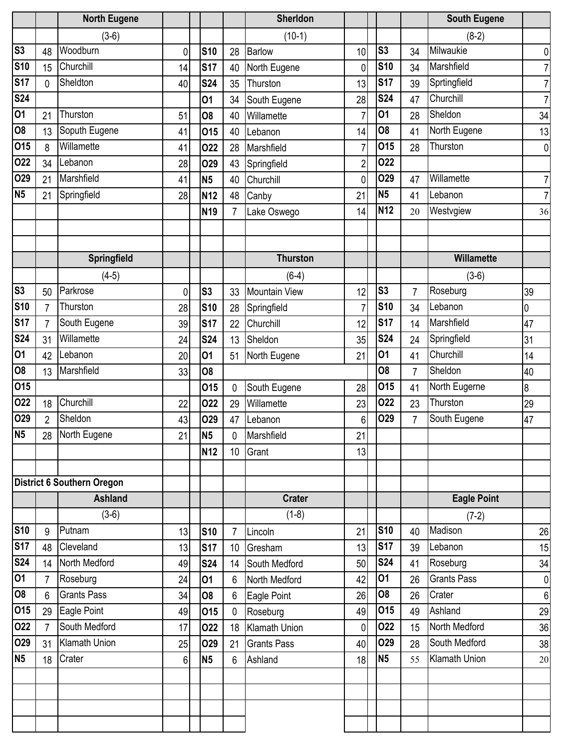| | | North Eugene | |
|---|---|---|---|
| | | (3-6) | |
| S3 | 48 | Woodburn | 0 |
| S10 | 15 | Churchill | 14 |
| S17 | 0 | Sheldton | 40 |
| S24 | | | |
| O1 | 21 | Thurston | 51 |
| O8 | 13 | Soputh Eugene | 41 |
| O15 | 8 | Willamette | 41 |
| O22 | 34 | Lebanon | 28 |
| O29 | 21 | Marshfield | 41 |
| N5 | 21 | Springfield | 28 |

| | | Sherldon | |
|---|---|---|---|
| | | (10-1) | |
| S10 | 28 | Barlow | 10 |
| S17 | 40 | North Eugene | 0 |
| S24 | 35 | Thurston | 13 |
| O1 | 34 | South Eugene | 28 |
| O8 | 40 | Willamette | 7 |
| O15 | 40 | Lebanon | 14 |
| O22 | 28 | Marshfield | 7 |
| O29 | 43 | Springfield | 2 |
| N5 | 40 | Churchill | 0 |
| N12 | 48 | Canby | 21 |
| N19 | 7 | Lake Oswego | 14 |

| | | South Eugene | |
|---|---|---|---|
| | | (8-2) | |
| S3 | 34 | Milwaukie | 0 |
| S10 | 34 | Marshfield | 7 |
| S17 | 39 | Sprtingfield | 7 |
| S24 | 47 | Churchill | 7 |
| O1 | 28 | Sheldon | 34 |
| O8 | 41 | North Eugene | 13 |
| O15 | 28 | Thurston | 0 |
| O22 | | | |
| O29 | 47 | Willamette | 7 |
| N5 | 41 | Lebanon | 7 |
| N12 | 20 | Westvgiew | 36 |

| | | Springfield | |
|---|---|---|---|
| | | (4-5) | |
| S3 | 50 | Parkrose | 0 |
| S10 | 7 | Thurston | 28 |
| S17 | 7 | South Eugene | 39 |
| S24 | 31 | Willamette | 24 |
| O1 | 42 | Lebanon | 20 |
| O8 | 13 | Marshfield | 33 |
| O15 | | | |
| O22 | 18 | Churchill | 22 |
| O29 | 2 | Sheldon | 43 |
| N5 | 28 | North Eugene | 21 |

| | | Thurston | |
|---|---|---|---|
| | | (6-4) | |
| S3 | 33 | Mountain View | 12 |
| S10 | 28 | Springfield | 7 |
| S17 | 22 | Churchill | 12 |
| S24 | 13 | Sheldon | 35 |
| O1 | 51 | North Eugene | 21 |
| O8 | | | |
| O15 | 0 | South Eugene | 28 |
| O22 | 29 | Willamette | 23 |
| O29 | 47 | Lebanon | 6 |
| N5 | 0 | Marshfield | 21 |
| N12 | 10 | Grant | 13 |

| | | Willamette | |
|---|---|---|---|
| | | (3-6) | |
| S3 | 7 | Roseburg | 39 |
| S10 | 34 | Lebanon | 0 |
| S17 | 14 | Marshfield | 47 |
| S24 | 24 | Springfield | 31 |
| O1 | 41 | Churchill | 14 |
| O8 | 7 | Sheldon | 40 |
| O15 | 41 | North Eugerne | 8 |
| O22 | 23 | Thurston | 29 |
| O29 | 7 | South Eugene | 47 |

**District 6 Southern Oregon**

| | | Ashland | |
|---|---|---|---|
| | | (3-6) | |
| S10 | 9 | Putnam | 13 |
| S17 | 48 | Cleveland | 13 |
| S24 | 14 | North Medford | 49 |
| O1 | 7 | Roseburg | 24 |
| O8 | 6 | Grants Pass | 34 |
| O15 | 29 | Eagle Point | 49 |
| O22 | 7 | South Medford | 17 |
| O29 | 31 | Klamath Union | 25 |
| N5 | 18 | Crater | 6 |

| | | Crater | |
|---|---|---|---|
| | | (1-8) | |
| S10 | 7 | Lincoln | 21 |
| S17 | 10 | Gresham | 13 |
| S24 | 14 | South Medford | 50 |
| O1 | 6 | North Medford | 42 |
| O8 | 6 | Eagle Point | 26 |
| O15 | 0 | Roseburg | 49 |
| O22 | 18 | Klamath Union | 0 |
| O29 | 21 | Grants Pass | 40 |
| N5 | 6 | Ashland | 18 |

| | | Eagle Point | |
|---|---|---|---|
| | | (7-2) | |
| S10 | 40 | Madison | 26 |
| S17 | 39 | Lebanon | 15 |
| S24 | 41 | Roseburg | 34 |
| O1 | 26 | Grants Pass | 0 |
| O8 | 26 | Crater | 6 |
| O15 | 49 | Ashland | 29 |
| O22 | 15 | North Medford | 36 |
| O29 | 28 | South Medford | 38 |
| N5 | 55 | Klamath Union | 20 |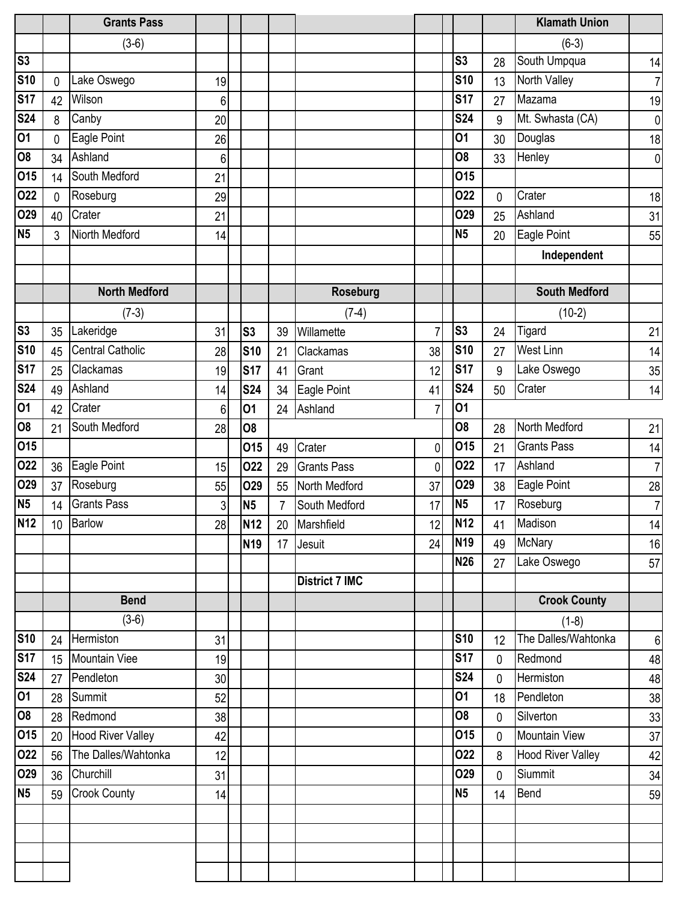| | | Grants Pass | |
|---|---|---|---|
| | | (3-6) | |
| S3 | | | |
| S10 | 0 | Lake Oswego | 19 |
| S17 | 42 | Wilson | 6 |
| S24 | 8 | Canby | 20 |
| O1 | 0 | Eagle Point | 26 |
| O8 | 34 | Ashland | 6 |
| O15 | 14 | South Medford | 21 |
| O22 | 0 | Roseburg | 29 |
| O29 | 40 | Crater | 21 |
| N5 | 3 | Niorth Medford | 14 |

| | | Klamath Union | |
|---|---|---|---|
| | | (6-3) | |
| S3 | 28 | South Umpqua | 14 |
| S10 | 13 | North Valley | 7 |
| S17 | 27 | Mazama | 19 |
| S24 | 9 | Mt. Swhasta (CA) | 0 |
| O1 | 30 | Douglas | 18 |
| O8 | 33 | Henley | 0 |
| O15 | | | |
| O22 | 0 | Crater | 18 |
| O29 | 25 | Ashland | 31 |
| N5 | 20 | Eagle Point | 55 |
| | | Independent | |

| | | North Medford | |
|---|---|---|---|
| | | (7-3) | |
| S3 | 35 | Lakeridge | 31 |
| S10 | 45 | Central Catholic | 28 |
| S17 | 25 | Clackamas | 19 |
| S24 | 49 | Ashland | 14 |
| O1 | 42 | Crater | 6 |
| O8 | 21 | South Medford | 28 |
| O15 | | | |
| O22 | 36 | Eagle Point | 15 |
| O29 | 37 | Roseburg | 55 |
| N5 | 14 | Grants Pass | 3 |
| N12 | 10 | Barlow | 28 |

| | | Roseburg | |
|---|---|---|---|
| | | (7-4) | |
| S3 | 39 | Willamette | 7 |
| S10 | 21 | Clackamas | 38 |
| S17 | 41 | Grant | 12 |
| S24 | 34 | Eagle Point | 41 |
| O1 | 24 | Ashland | 7 |
| O8 | | | |
| O15 | 49 | Crater | 0 |
| O22 | 29 | Grants Pass | 0 |
| O29 | 55 | North Medford | 37 |
| N5 | 7 | South Medford | 17 |
| N12 | 20 | Marshfield | 12 |
| N19 | 17 | Jesuit | 24 |
| | | District 7 IMC | |

| | | South Medford | |
|---|---|---|---|
| | | (10-2) | |
| S3 | 24 | Tigard | 21 |
| S10 | 27 | West Linn | 14 |
| S17 | 9 | Lake Oswego | 35 |
| S24 | 50 | Crater | 14 |
| O1 | | | |
| O8 | 28 | North Medford | 21 |
| O15 | 21 | Grants Pass | 14 |
| O22 | 17 | Ashland | 7 |
| O29 | 38 | Eagle Point | 28 |
| N5 | 17 | Roseburg | 7 |
| N12 | 41 | Madison | 14 |
| N19 | 49 | McNary | 16 |
| N26 | 27 | Lake Oswego | 57 |

| | | Bend | |
|---|---|---|---|
| | | (3-6) | |
| S10 | 24 | Hermiston | 31 |
| S17 | 15 | Mountain Viee | 19 |
| S24 | 27 | Pendleton | 30 |
| O1 | 28 | Summit | 52 |
| O8 | 28 | Redmond | 38 |
| O15 | 20 | Hood River Valley | 42 |
| O22 | 56 | The Dalles/Wahtonka | 12 |
| O29 | 36 | Churchill | 31 |
| N5 | 59 | Crook County | 14 |

| | | Crook County | |
|---|---|---|---|
| | | (1-8) | |
| S10 | 12 | The Dalles/Wahtonka | 6 |
| S17 | 0 | Redmond | 48 |
| S24 | 0 | Hermiston | 48 |
| O1 | 18 | Pendleton | 38 |
| O8 | 0 | Silverton | 33 |
| O15 | 0 | Mountain View | 37 |
| O22 | 8 | Hood River Valley | 42 |
| O29 | 0 | Siummit | 34 |
| N5 | 14 | Bend | 59 |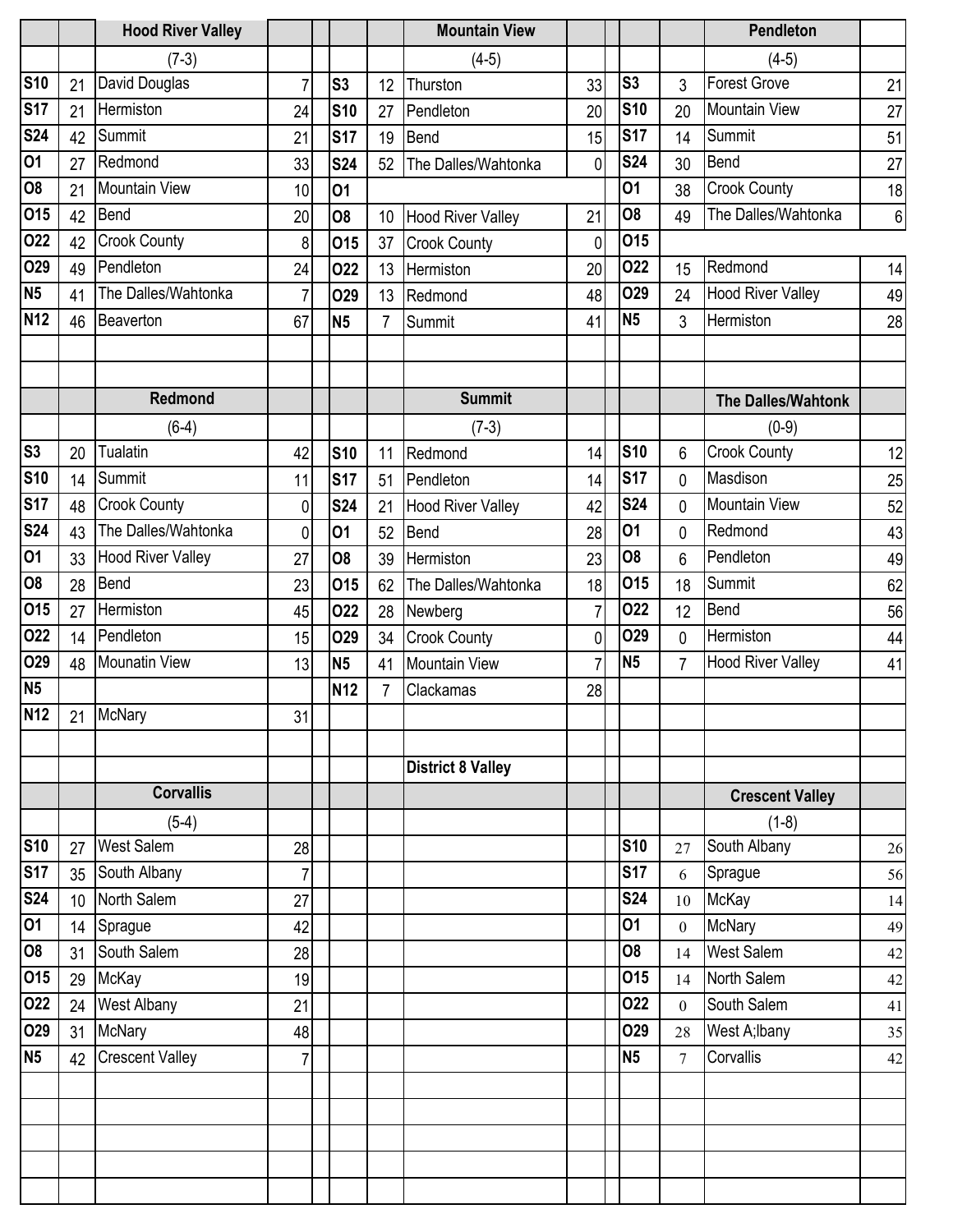## Hood River Valley (7-3)

| Date | Score | Opponent | Opp |
|---|---|---|---|
| S10 | 21 | David Douglas | 7 |
| S17 | 21 | Hermiston | 24 |
| S24 | 42 | Summit | 21 |
| O1 | 27 | Redmond | 33 |
| O8 | 21 | Mountain View | 10 |
| O15 | 42 | Bend | 20 |
| O22 | 42 | Crook County | 8 |
| O29 | 49 | Pendleton | 24 |
| N5 | 41 | The Dalles/Wahtonka | 7 |
| N12 | 46 | Beaverton | 67 |

## Mountain View (4-5)

| Date | Score | Opponent | Opp |
|---|---|---|---|
| S3 | 12 | Thurston | 33 |
| S10 | 27 | Pendleton | 20 |
| S17 | 19 | Bend | 15 |
| S24 | 52 | The Dalles/Wahtonka | 0 |
| O1 | | | |
| O8 | 10 | Hood River Valley | 21 |
| O15 | 37 | Crook County | 0 |
| O22 | 13 | Hermiston | 20 |
| O29 | 13 | Redmond | 48 |
| N5 | 7 | Summit | 41 |

## Pendleton (4-5)

| Date | Score | Opponent | Opp |
|---|---|---|---|
| S3 | 3 | Forest Grove | 21 |
| S10 | 20 | Mountain View | 27 |
| S17 | 14 | Summit | 51 |
| S24 | 30 | Bend | 27 |
| O1 | 38 | Crook County | 18 |
| O8 | 49 | The Dalles/Wahtonka | 6 |
| O15 | | | |
| O22 | 15 | Redmond | 14 |
| O29 | 24 | Hood River Valley | 49 |
| N5 | 3 | Hermiston | 28 |

## Redmond (6-4)

| Date | Score | Opponent | Opp |
|---|---|---|---|
| S3 | 20 | Tualatin | 42 |
| S10 | 14 | Summit | 11 |
| S17 | 48 | Crook County | 0 |
| S24 | 43 | The Dalles/Wahtonka | 0 |
| O1 | 33 | Hood River Valley | 27 |
| O8 | 28 | Bend | 23 |
| O15 | 27 | Hermiston | 45 |
| O22 | 14 | Pendleton | 15 |
| O29 | 48 | Mounatin View | 13 |
| N5 | | | |
| N12 | 21 | McNary | 31 |

## Summit (7-3)

| Date | Score | Opponent | Opp |
|---|---|---|---|
| S10 | 11 | Redmond | 14 |
| S17 | 51 | Pendleton | 14 |
| S24 | 21 | Hood River Valley | 42 |
| O1 | 52 | Bend | 28 |
| O8 | 39 | Hermiston | 23 |
| O15 | 62 | The Dalles/Wahtonka | 18 |
| O22 | 28 | Newberg | 7 |
| O29 | 34 | Crook County | 0 |
| N5 | 41 | Mountain View | 7 |
| N12 | 7 | Clackamas | 28 |

## The Dalles/Wahtonk (0-9)

| Date | Score | Opponent | Opp |
|---|---|---|---|
| S10 | 6 | Crook County | 12 |
| S17 | 0 | Masdison | 25 |
| S24 | 0 | Mountain View | 52 |
| O1 | 0 | Redmond | 43 |
| O8 | 6 | Pendleton | 49 |
| O15 | 18 | Summit | 62 |
| O22 | 12 | Bend | 56 |
| O29 | 0 | Hermiston | 44 |
| N5 | 7 | Hood River Valley | 41 |

# District 8 Valley

## Corvallis (5-4)

| Date | Score | Opponent | Opp |
|---|---|---|---|
| S10 | 27 | West Salem | 28 |
| S17 | 35 | South Albany | 7 |
| S24 | 10 | North Salem | 27 |
| O1 | 14 | Sprague | 42 |
| O8 | 31 | South Salem | 28 |
| O15 | 29 | McKay | 19 |
| O22 | 24 | West Albany | 21 |
| O29 | 31 | McNary | 48 |
| N5 | 42 | Crescent Valley | 7 |

## Crescent Valley (1-8)

| Date | Score | Opponent | Opp |
|---|---|---|---|
| S10 | 27 | South Albany | 26 |
| S17 | 6 | Sprague | 56 |
| S24 | 10 | McKay | 14 |
| O1 | 0 | McNary | 49 |
| O8 | 14 | West Salem | 42 |
| O15 | 14 | North Salem | 42 |
| O22 | 0 | South Salem | 41 |
| O29 | 28 | West A;lbany | 35 |
| N5 | 7 | Corvallis | 42 |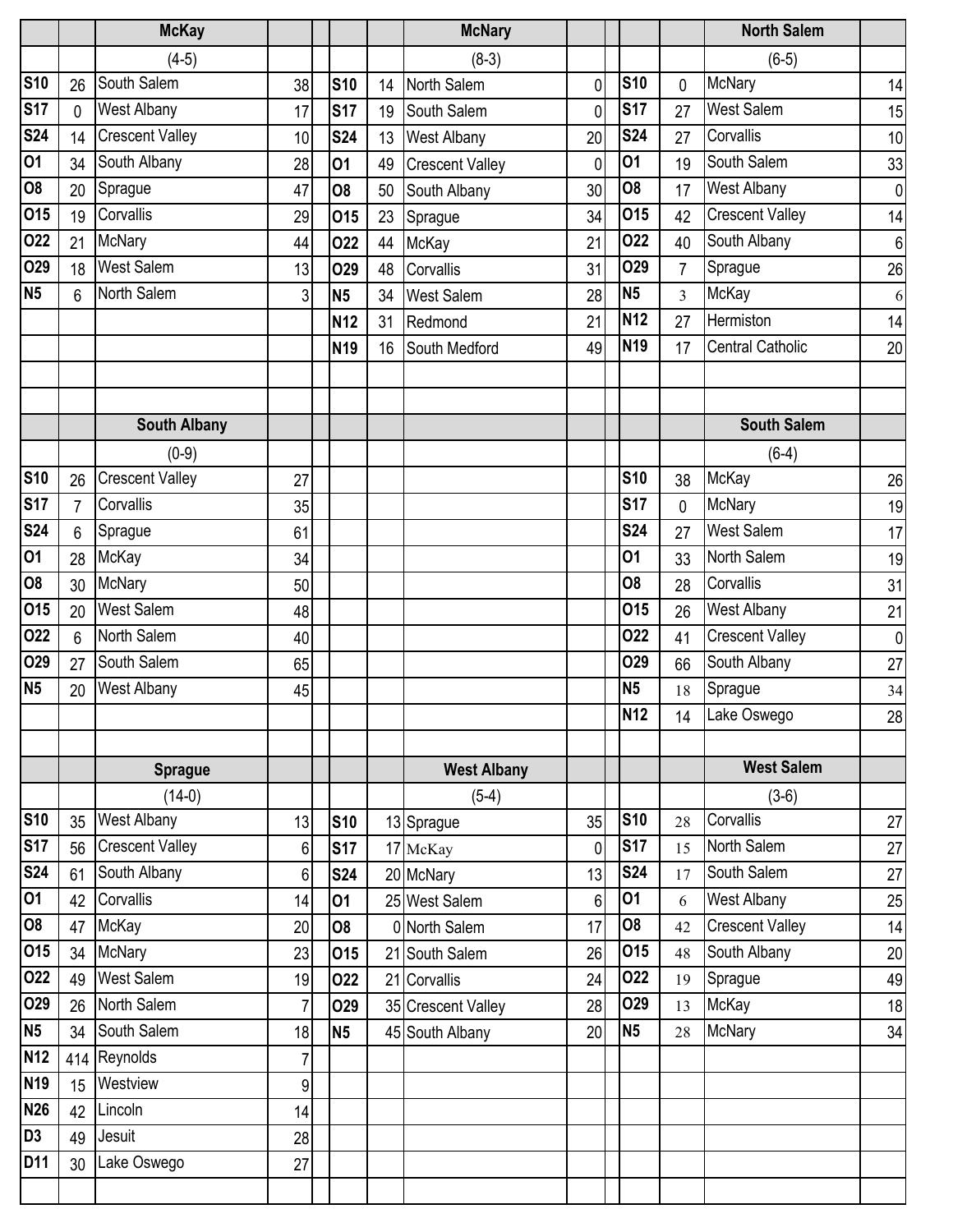## McKay

(4-5)

| Date | Score | Opponent | Opp |
|---|---|---|---|
| S10 | 26 | South Salem | 38 |
| S17 | 0 | West Albany | 17 |
| S24 | 14 | Crescent Valley | 10 |
| O1 | 34 | South Albany | 28 |
| O8 | 20 | Sprague | 47 |
| O15 | 19 | Corvallis | 29 |
| O22 | 21 | McNary | 44 |
| O29 | 18 | West Salem | 13 |
| N5 | 6 | North Salem | 3 |

## McNary

(8-3)

| Date | Score | Opponent | Opp |
|---|---|---|---|
| S10 | 14 | North Salem | 0 |
| S17 | 19 | South Salem | 0 |
| S24 | 13 | West Albany | 20 |
| O1 | 49 | Crescent Valley | 0 |
| O8 | 50 | South Albany | 30 |
| O15 | 23 | Sprague | 34 |
| O22 | 44 | McKay | 21 |
| O29 | 48 | Corvallis | 31 |
| N5 | 34 | West Salem | 28 |
| N12 | 31 | Redmond | 21 |
| N19 | 16 | South Medford | 49 |

## North Salem

(6-5)

| Date | Score | Opponent | Opp |
|---|---|---|---|
| S10 | 0 | McNary | 14 |
| S17 | 27 | West Salem | 15 |
| S24 | 27 | Corvallis | 10 |
| O1 | 19 | South Salem | 33 |
| O8 | 17 | West Albany | 0 |
| O15 | 42 | Crescent Valley | 14 |
| O22 | 40 | South Albany | 6 |
| O29 | 7 | Sprague | 26 |
| N5 | 3 | McKay | 6 |
| N12 | 27 | Hermiston | 14 |
| N19 | 17 | Central Catholic | 20 |

## South Albany

(0-9)

| Date | Score | Opponent | Opp |
|---|---|---|---|
| S10 | 26 | Crescent Valley | 27 |
| S17 | 7 | Corvallis | 35 |
| S24 | 6 | Sprague | 61 |
| O1 | 28 | McKay | 34 |
| O8 | 30 | McNary | 50 |
| O15 | 20 | West Salem | 48 |
| O22 | 6 | North Salem | 40 |
| O29 | 27 | South Salem | 65 |
| N5 | 20 | West Albany | 45 |

## South Salem

(6-4)

| Date | Score | Opponent | Opp |
|---|---|---|---|
| S10 | 38 | McKay | 26 |
| S17 | 0 | McNary | 19 |
| S24 | 27 | West Salem | 17 |
| O1 | 33 | North Salem | 19 |
| O8 | 28 | Corvallis | 31 |
| O15 | 26 | West Albany | 21 |
| O22 | 41 | Crescent Valley | 0 |
| O29 | 66 | South Albany | 27 |
| N5 | 18 | Sprague | 34 |
| N12 | 14 | Lake Oswego | 28 |

## Sprague

(14-0)

| Date | Score | Opponent | Opp |
|---|---|---|---|
| S10 | 35 | West Albany | 13 |
| S17 | 56 | Crescent Valley | 6 |
| S24 | 61 | South Albany | 6 |
| O1 | 42 | Corvallis | 14 |
| O8 | 47 | McKay | 20 |
| O15 | 34 | McNary | 23 |
| O22 | 49 | West Salem | 19 |
| O29 | 26 | North Salem | 7 |
| N5 | 34 | South Salem | 18 |
| N12 | 414 | Reynolds | 7 |
| N19 | 15 | Westview | 9 |
| N26 | 42 | Lincoln | 14 |
| D3 | 49 | Jesuit | 28 |
| D11 | 30 | Lake Oswego | 27 |

## West Albany

(5-4)

| Date | Score | Opponent | Opp |
|---|---|---|---|
| S10 | 13 | Sprague | 35 |
| S17 | 17 | McKay | 0 |
| S24 | 20 | McNary | 13 |
| O1 | 25 | West Salem | 6 |
| O8 | 0 | North Salem | 17 |
| O15 | 21 | South Salem | 26 |
| O22 | 21 | Corvallis | 24 |
| O29 | 35 | Crescent Valley | 28 |
| N5 | 45 | South Albany | 20 |

## West Salem

(3-6)

| Date | Score | Opponent | Opp |
|---|---|---|---|
| S10 | 28 | Corvallis | 27 |
| S17 | 15 | North Salem | 27 |
| S24 | 17 | South Salem | 27 |
| O1 | 6 | West Albany | 25 |
| O8 | 42 | Crescent Valley | 14 |
| O15 | 48 | South Albany | 20 |
| O22 | 19 | Sprague | 49 |
| O29 | 13 | McKay | 18 |
| N5 | 28 | McNary | 34 |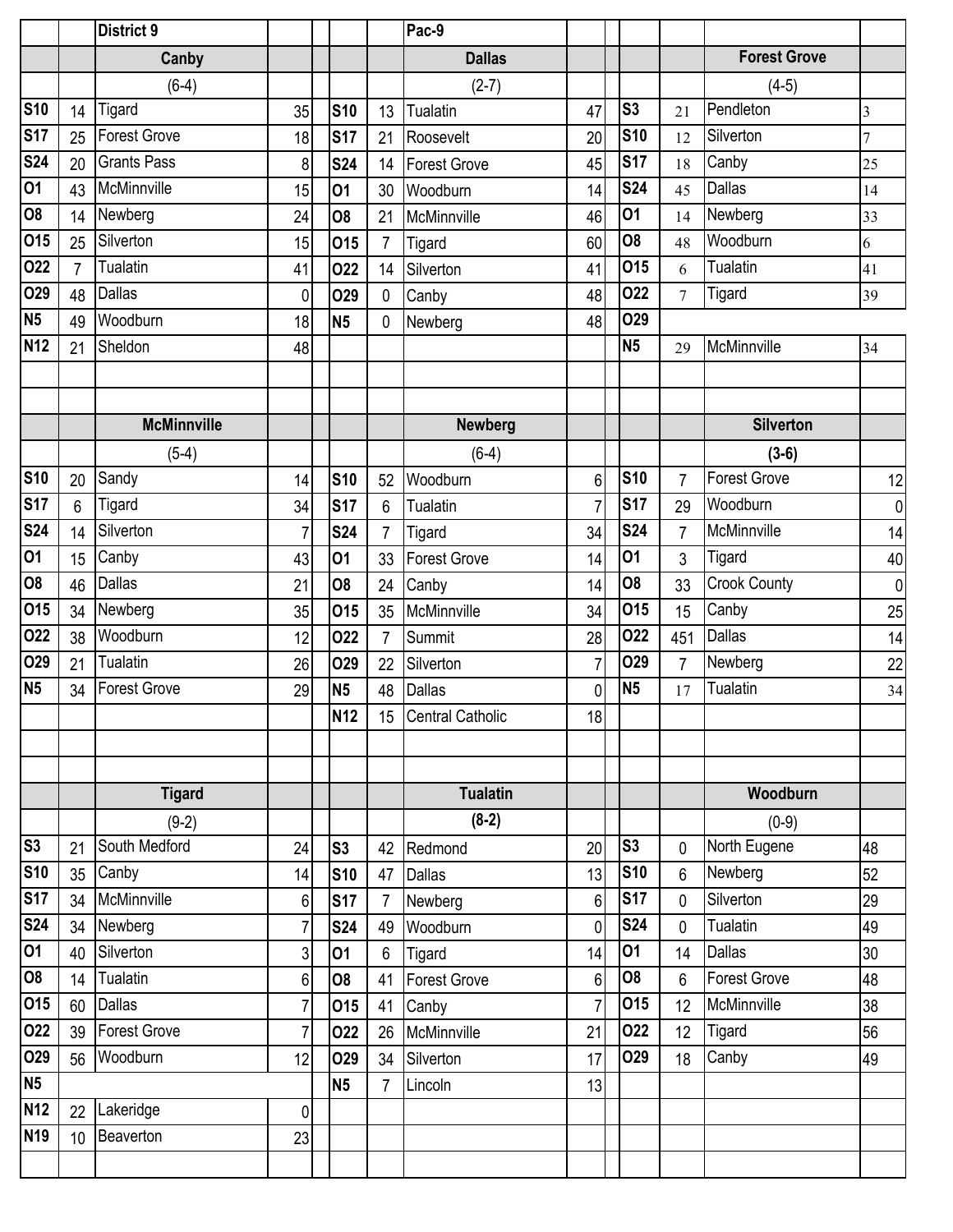| | | District 9 | | | | | Pac-9 | | | | | | |
|---|---|---|---|---|---|---|---|---|---|---|---|---|---|
| | | **Canby** | | | | | **Dallas** | | | | | **Forest Grove** | |
| | | (6-4) | | | | | (2-7) | | | | | (4-5) | |
| **S10** | 14 | Tigard | 35 | | **S10** | 13 | Tualatin | 47 | | **S3** | 21 | Pendleton | 3 |
| **S17** | 25 | Forest Grove | 18 | | **S17** | 21 | Roosevelt | 20 | | **S10** | 12 | Silverton | 7 |
| **S24** | 20 | Grants Pass | 8 | | **S24** | 14 | Forest Grove | 45 | | **S17** | 18 | Canby | 25 |
| **O1** | 43 | McMinnville | 15 | | **O1** | 30 | Woodburn | 14 | | **S24** | 45 | Dallas | 14 |
| **O8** | 14 | Newberg | 24 | | **O8** | 21 | McMinnville | 46 | | **O1** | 14 | Newberg | 33 |
| **O15** | 25 | Silverton | 15 | | **O15** | 7 | Tigard | 60 | | **O8** | 48 | Woodburn | 6 |
| **O22** | 7 | Tualatin | 41 | | **O22** | 14 | Silverton | 41 | | **O15** | 6 | Tualatin | 41 |
| **O29** | 48 | Dallas | 0 | | **O29** | 0 | Canby | 48 | | **O22** | 7 | Tigard | 39 |
| **N5** | 49 | Woodburn | 18 | | **N5** | 0 | Newberg | 48 | | **O29** | | | |
| **N12** | 21 | Sheldon | 48 | | | | | | | **N5** | 29 | McMinnville | 34 |
| | | | | | | | | | | | | | |
| | | | | | | | | | | | | | |
| | | **McMinnville** | | | | | **Newberg** | | | | | **Silverton** | |
| | | (5-4) | | | | | (6-4) | | | | | **(3-6)** | |
| **S10** | 20 | Sandy | 14 | | **S10** | 52 | Woodburn | 6 | | **S10** | 7 | Forest Grove | 12 |
| **S17** | 6 | Tigard | 34 | | **S17** | 6 | Tualatin | 7 | | **S17** | 29 | Woodburn | 0 |
| **S24** | 14 | Silverton | 7 | | **S24** | 7 | Tigard | 34 | | **S24** | 7 | McMinnville | 14 |
| **O1** | 15 | Canby | 43 | | **O1** | 33 | Forest Grove | 14 | | **O1** | 3 | Tigard | 40 |
| **O8** | 46 | Dallas | 21 | | **O8** | 24 | Canby | 14 | | **O8** | 33 | Crook County | 0 |
| **O15** | 34 | Newberg | 35 | | **O15** | 35 | McMinnville | 34 | | **O15** | 15 | Canby | 25 |
| **O22** | 38 | Woodburn | 12 | | **O22** | 7 | Summit | 28 | | **O22** | 451 | Dallas | 14 |
| **O29** | 21 | Tualatin | 26 | | **O29** | 22 | Silverton | 7 | | **O29** | 7 | Newberg | 22 |
| **N5** | 34 | Forest Grove | 29 | | **N5** | 48 | Dallas | 0 | | **N5** | 17 | Tualatin | 34 |
| | | | | | **N12** | 15 | Central Catholic | 18 | | | | | |
| | | | | | | | | | | | | | |
| | | | | | | | | | | | | | |
| | | **Tigard** | | | | | **Tualatin** | | | | | **Woodburn** | |
| | | (9-2) | | | | | **(8-2)** | | | | | (0-9) | |
| **S3** | 21 | South Medford | 24 | | **S3** | 42 | Redmond | 20 | | **S3** | 0 | North Eugene | 48 |
| **S10** | 35 | Canby | 14 | | **S10** | 47 | Dallas | 13 | | **S10** | 6 | Newberg | 52 |
| **S17** | 34 | McMinnville | 6 | | **S17** | 7 | Newberg | 6 | | **S17** | 0 | Silverton | 29 |
| **S24** | 34 | Newberg | 7 | | **S24** | 49 | Woodburn | 0 | | **S24** | 0 | Tualatin | 49 |
| **O1** | 40 | Silverton | 3 | | **O1** | 6 | Tigard | 14 | | **O1** | 14 | Dallas | 30 |
| **O8** | 14 | Tualatin | 6 | | **O8** | 41 | Forest Grove | 6 | | **O8** | 6 | Forest Grove | 48 |
| **O15** | 60 | Dallas | 7 | | **O15** | 41 | Canby | 7 | | **O15** | 12 | McMinnville | 38 |
| **O22** | 39 | Forest Grove | 7 | | **O22** | 26 | McMinnville | 21 | | **O22** | 12 | Tigard | 56 |
| **O29** | 56 | Woodburn | 12 | | **O29** | 34 | Silverton | 17 | | **O29** | 18 | Canby | 49 |
| **N5** | | | | | **N5** | 7 | Lincoln | 13 | | | | | |
| **N12** | 22 | Lakeridge | 0 | | | | | | | | | | |
| **N19** | 10 | Beaverton | 23 | | | | | | | | | | |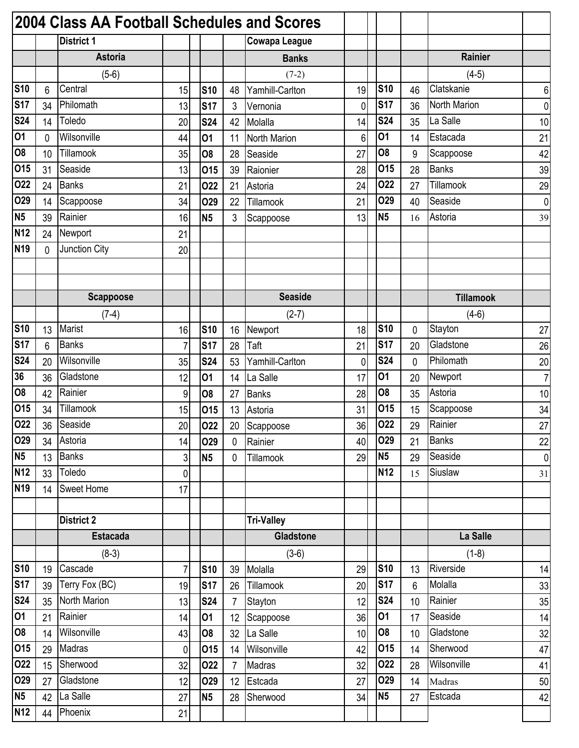# 2004 Class AA Football Schedules and Scores

## District 1 — Cowapa League

| | | Astoria | | | | Banks | | | | Rainier | |
|---|---|---|---|---|---|---|---|---|---|---|---|
| | | (5-6) | | | | (7-2) | | | | (4-5) | |
| S10 | 6 | Central | 15 | S10 | 48 | Yamhill-Carlton | 19 | S10 | 46 | Clatskanie | 6 |
| S17 | 34 | Philomath | 13 | S17 | 3 | Vernonia | 0 | S17 | 36 | North Marion | 0 |
| S24 | 14 | Toledo | 20 | S24 | 42 | Molalla | 14 | S24 | 35 | La Salle | 10 |
| O1 | 0 | Wilsonville | 44 | O1 | 11 | North Marion | 6 | O1 | 14 | Estacada | 21 |
| O8 | 10 | Tillamook | 35 | O8 | 28 | Seaside | 27 | O8 | 9 | Scappoose | 42 |
| O15 | 31 | Seaside | 13 | O15 | 39 | Raionier | 28 | O15 | 28 | Banks | 39 |
| O22 | 24 | Banks | 21 | O22 | 21 | Astoria | 24 | O22 | 27 | Tillamook | 29 |
| O29 | 14 | Scappoose | 34 | O29 | 22 | Tillamook | 21 | O29 | 40 | Seaside | 0 |
| N5 | 39 | Rainier | 16 | N5 | 3 | Scappoose | 13 | N5 | 16 | Astoria | 39 |
| N12 | 24 | Newport | 21 | | | | | | | | |
| N19 | 0 | Junction City | 20 | | | | | | | | |

| | | Scappoose | | | | Seaside | | | | Tillamook | |
|---|---|---|---|---|---|---|---|---|---|---|---|
| | | (7-4) | | | | (2-7) | | | | (4-6) | |
| S10 | 13 | Marist | 16 | S10 | 16 | Newport | 18 | S10 | 0 | Stayton | 27 |
| S17 | 6 | Banks | 7 | S17 | 28 | Taft | 21 | S17 | 20 | Gladstone | 26 |
| S24 | 20 | Wilsonville | 35 | S24 | 53 | Yamhill-Carlton | 0 | S24 | 0 | Philomath | 20 |
| 36 | 36 | Gladstone | 12 | O1 | 14 | La Salle | 17 | O1 | 20 | Newport | 7 |
| O8 | 42 | Rainier | 9 | O8 | 27 | Banks | 28 | O8 | 35 | Astoria | 10 |
| O15 | 34 | Tillamook | 15 | O15 | 13 | Astoria | 31 | O15 | 15 | Scappoose | 34 |
| O22 | 36 | Seaside | 20 | O22 | 20 | Scappoose | 36 | O22 | 29 | Rainier | 27 |
| O29 | 34 | Astoria | 14 | O29 | 0 | Rainier | 40 | O29 | 21 | Banks | 22 |
| N5 | 13 | Banks | 3 | N5 | 0 | Tillamook | 29 | N5 | 29 | Seaside | 0 |
| N12 | 33 | Toledo | 0 | | | | | N12 | 15 | Siuslaw | 31 |
| N19 | 14 | Sweet Home | 17 | | | | | | | | |

## District 2 — Tri-Valley

| | | Estacada | | | | Gladstone | | | | La Salle | |
|---|---|---|---|---|---|---|---|---|---|---|---|
| | | (8-3) | | | | (3-6) | | | | (1-8) | |
| S10 | 19 | Cascade | 7 | S10 | 39 | Molalla | 29 | S10 | 13 | Riverside | 14 |
| S17 | 39 | Terry Fox (BC) | 19 | S17 | 26 | Tillamook | 20 | S17 | 6 | Molalla | 33 |
| S24 | 35 | North Marion | 13 | S24 | 7 | Stayton | 12 | S24 | 10 | Rainier | 35 |
| O1 | 21 | Rainier | 14 | O1 | 12 | Scappoose | 36 | O1 | 17 | Seaside | 14 |
| O8 | 14 | Wilsonville | 43 | O8 | 32 | La Salle | 10 | O8 | 10 | Gladstone | 32 |
| O15 | 29 | Madras | 0 | O15 | 14 | Wilsonville | 42 | O15 | 14 | Sherwood | 47 |
| O22 | 15 | Sherwood | 32 | O22 | 7 | Madras | 32 | O22 | 28 | Wilsonville | 41 |
| O29 | 27 | Gladstone | 12 | O29 | 12 | Estcada | 27 | O29 | 14 | Madras | 50 |
| N5 | 42 | La Salle | 27 | N5 | 28 | Sherwood | 34 | N5 | 27 | Estcada | 42 |
| N12 | 44 | Phoenix | 21 | | | | | | | | |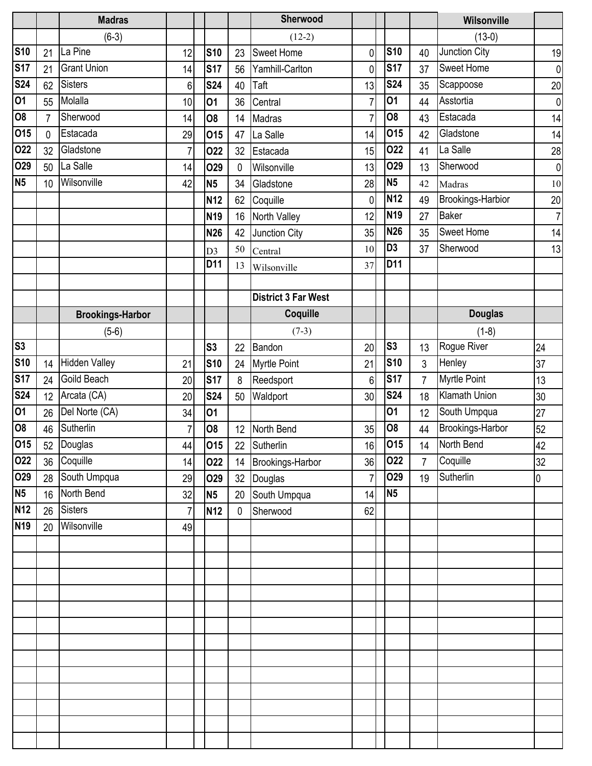| | | Madras | | | | | Sherwood | | | | | Wilsonville | |
|---|---|---|---|---|---|---|---|---|---|---|---|---|---|
| | | (6-3) | | | | | (12-2) | | | | | (13-0) | |
| S10 | 21 | La Pine | 12 | | S10 | 23 | Sweet Home | 0 | | S10 | 40 | Junction City | 19 |
| S17 | 21 | Grant Union | 14 | | S17 | 56 | Yamhill-Carlton | 0 | | S17 | 37 | Sweet Home | 0 |
| S24 | 62 | Sisters | 6 | | S24 | 40 | Taft | 13 | | S24 | 35 | Scappoose | 20 |
| O1 | 55 | Molalla | 10 | | O1 | 36 | Central | 7 | | O1 | 44 | Asstortia | 0 |
| O8 | 7 | Sherwood | 14 | | O8 | 14 | Madras | 7 | | O8 | 43 | Estacada | 14 |
| O15 | 0 | Estacada | 29 | | O15 | 47 | La Salle | 14 | | O15 | 42 | Gladstone | 14 |
| O22 | 32 | Gladstone | 7 | | O22 | 32 | Estacada | 15 | | O22 | 41 | La Salle | 28 |
| O29 | 50 | La Salle | 14 | | O29 | 0 | Wilsonville | 13 | | O29 | 13 | Sherwood | 0 |
| N5 | 10 | Wilsonville | 42 | | N5 | 34 | Gladstone | 28 | | N5 | 42 | Madras | 10 |
| | | | | | N12 | 62 | Coquille | 0 | | N12 | 49 | Brookings-Harbior | 20 |
| | | | | | N19 | 16 | North Valley | 12 | | N19 | 27 | Baker | 7 |
| | | | | | N26 | 42 | Junction City | 35 | | N26 | 35 | Sweet Home | 14 |
| | | | | | D3 | 50 | Central | 10 | | D3 | 37 | Sherwood | 13 |
| | | | | | D11 | 13 | Wilsonville | 37 | | D11 | | | |
| | | | | | | | | | | | | | |
| | | | | | | | District 3 Far West | | | | | | |
| | | Brookings-Harbor | | | | | Coquille | | | | | Douglas | |
| | | (5-6) | | | | | (7-3) | | | | | (1-8) | |
| S3 | | | | | S3 | 22 | Bandon | 20 | | S3 | 13 | Rogue River | 24 |
| S10 | 14 | Hidden Valley | 21 | | S10 | 24 | Myrtle Point | 21 | | S10 | 3 | Henley | 37 |
| S17 | 24 | Goild Beach | 20 | | S17 | 8 | Reedsport | 6 | | S17 | 7 | Myrtle Point | 13 |
| S24 | 12 | Arcata (CA) | 20 | | S24 | 50 | Waldport | 30 | | S24 | 18 | Klamath Union | 30 |
| O1 | 26 | Del Norte (CA) | 34 | | O1 | | | | | O1 | 12 | South Umpqua | 27 |
| O8 | 46 | Sutherlin | 7 | | O8 | 12 | North Bend | 35 | | O8 | 44 | Brookings-Harbor | 52 |
| O15 | 52 | Douglas | 44 | | O15 | 22 | Sutherlin | 16 | | O15 | 14 | North Bend | 42 |
| O22 | 36 | Coquille | 14 | | O22 | 14 | Brookings-Harbor | 36 | | O22 | 7 | Coquille | 32 |
| O29 | 28 | South Umpqua | 29 | | O29 | 32 | Douglas | 7 | | O29 | 19 | Sutherlin | 0 |
| N5 | 16 | North Bend | 32 | | N5 | 20 | South Umpqua | 14 | | N5 | | | |
| N12 | 26 | Sisters | 7 | | N12 | 0 | Sherwood | 62 | | | | | |
| N19 | 20 | Wilsonville | 49 | | | | | | | | | | |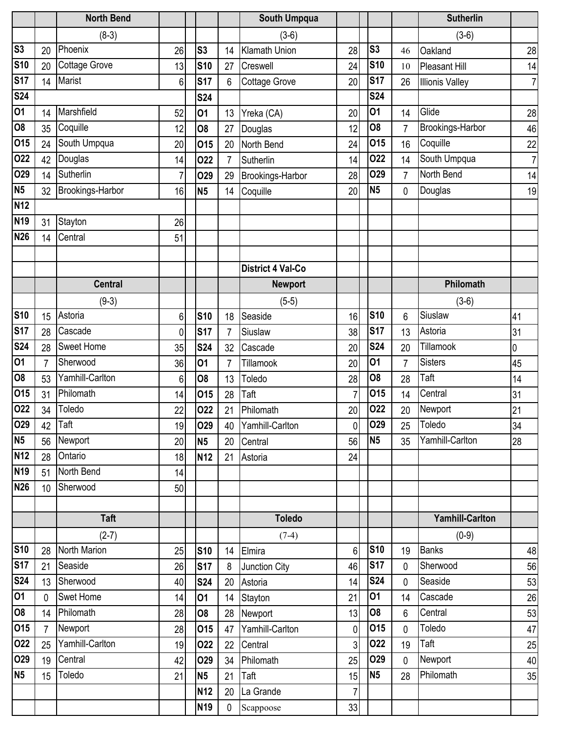| | | North Bend | | | | | South Umpqua | | | | | Sutherlin | |
|---|---|---|---|---|---|---|---|---|---|---|---|---|---|
| | | (8-3) | | | | | (3-6) | | | | | (3-6) | |
| S3 | 20 | Phoenix | 26 | | S3 | 14 | Klamath Union | 28 | | S3 | 46 | Oakland | 28 |
| S10 | 20 | Cottage Grove | 13 | | S10 | 27 | Creswell | 24 | | S10 | 10 | Pleasant Hill | 14 |
| S17 | 14 | Marist | 6 | | S17 | 6 | Cottage Grove | 20 | | S17 | 26 | Illionis Valley | 7 |
| S24 | | | | | S24 | | | | | S24 | | | |
| O1 | 14 | Marshfield | 52 | | O1 | 13 | Yreka (CA) | 20 | | O1 | 14 | Glide | 28 |
| O8 | 35 | Coquille | 12 | | O8 | 27 | Douglas | 12 | | O8 | 7 | Brookings-Harbor | 46 |
| O15 | 24 | South Umpqua | 20 | | O15 | 20 | North Bend | 24 | | O15 | 16 | Coquille | 22 |
| O22 | 42 | Douglas | 14 | | O22 | 7 | Sutherlin | 14 | | O22 | 14 | South Umpqua | 7 |
| O29 | 14 | Sutherlin | 7 | | O29 | 29 | Brookings-Harbor | 28 | | O29 | 7 | North Bend | 14 |
| N5 | 32 | Brookings-Harbor | 16 | | N5 | 14 | Coquille | 20 | | N5 | 0 | Douglas | 19 |
| N12 | | | | | | | | | | | | | |
| N19 | 31 | Stayton | 26 | | | | | | | | | | |
| N26 | 14 | Central | 51 | | | | | | | | | | |

**District 4 Val-Co**

| | | Central | | | | | Newport | | | | | Philomath | |
|---|---|---|---|---|---|---|---|---|---|---|---|---|---|
| | | (9-3) | | | | | (5-5) | | | | | (3-6) | |
| S10 | 15 | Astoria | 6 | | S10 | 18 | Seaside | 16 | | S10 | 6 | Siuslaw | 41 |
| S17 | 28 | Cascade | 0 | | S17 | 7 | Siuslaw | 38 | | S17 | 13 | Astoria | 31 |
| S24 | 28 | Sweet Home | 35 | | S24 | 32 | Cascade | 20 | | S24 | 20 | Tillamook | 0 |
| O1 | 7 | Sherwood | 36 | | O1 | 7 | Tillamook | 20 | | O1 | 7 | Sisters | 45 |
| O8 | 53 | Yamhill-Carlton | 6 | | O8 | 13 | Toledo | 28 | | O8 | 28 | Taft | 14 |
| O15 | 31 | Philomath | 14 | | O15 | 28 | Taft | 7 | | O15 | 14 | Central | 31 |
| O22 | 34 | Toledo | 22 | | O22 | 21 | Philomath | 20 | | O22 | 20 | Newport | 21 |
| O29 | 42 | Taft | 19 | | O29 | 40 | Yamhill-Carlton | 0 | | O29 | 25 | Toledo | 34 |
| N5 | 56 | Newport | 20 | | N5 | 20 | Central | 56 | | N5 | 35 | Yamhill-Carlton | 28 |
| N12 | 28 | Ontario | 18 | | N12 | 21 | Astoria | 24 | | | | | |
| N19 | 51 | North Bend | 14 | | | | | | | | | | |
| N26 | 10 | Sherwood | 50 | | | | | | | | | | |

| | | Taft | | | | | Toledo | | | | | Yamhill-Carlton | |
|---|---|---|---|---|---|---|---|---|---|---|---|---|---|
| | | (2-7) | | | | | (7-4) | | | | | (0-9) | |
| S10 | 28 | North Marion | 25 | | S10 | 14 | Elmira | 6 | | S10 | 19 | Banks | 48 |
| S17 | 21 | Seaside | 26 | | S17 | 8 | Junction City | 46 | | S17 | 0 | Sherwood | 56 |
| S24 | 13 | Sherwood | 40 | | S24 | 20 | Astoria | 14 | | S24 | 0 | Seaside | 53 |
| O1 | 0 | Swet Home | 14 | | O1 | 14 | Stayton | 21 | | O1 | 14 | Cascade | 26 |
| O8 | 14 | Philomath | 28 | | O8 | 28 | Newport | 13 | | O8 | 6 | Central | 53 |
| O15 | 7 | Newport | 28 | | O15 | 47 | Yamhill-Carlton | 0 | | O15 | 0 | Toledo | 47 |
| O22 | 25 | Yamhill-Carlton | 19 | | O22 | 22 | Central | 3 | | O22 | 19 | Taft | 25 |
| O29 | 19 | Central | 42 | | O29 | 34 | Philomath | 25 | | O29 | 0 | Newport | 40 |
| N5 | 15 | Toledo | 21 | | N5 | 21 | Taft | 15 | | N5 | 28 | Philomath | 35 |
| | | | | | N12 | 20 | La Grande | 7 | | | | | |
| | | | | | N19 | 0 | Scappoose | 33 | | | | | |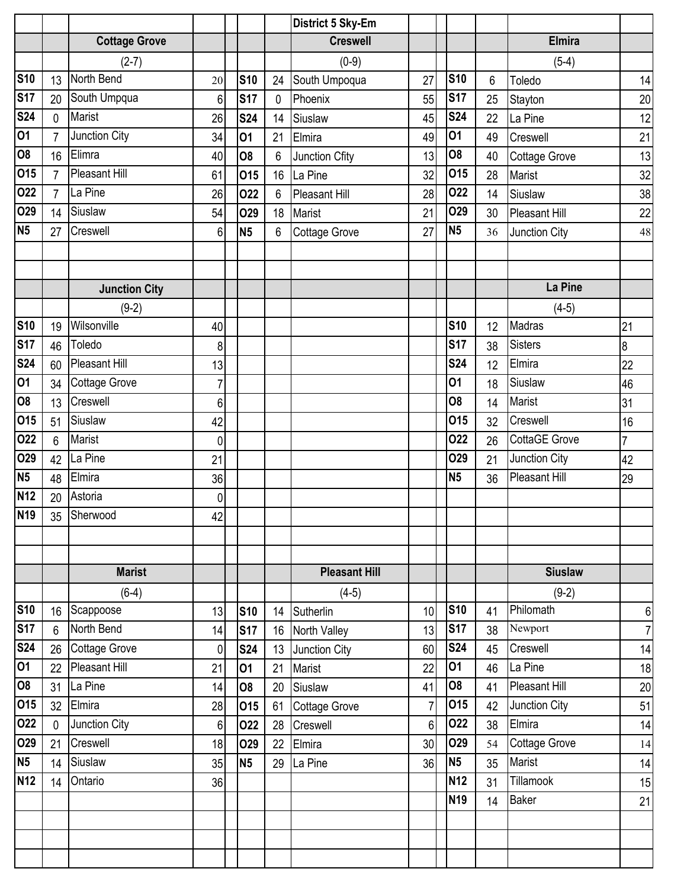## District 5 Sky-Em

### Cottage Grove

(2-7)

| Date | Score | Opponent | Score |
|---|---|---|---|
| S10 | 13 | North Bend | 20 |
| S17 | 20 | South Umpqua | 6 |
| S24 | 0 | Marist | 26 |
| O1 | 7 | Junction City | 34 |
| O8 | 16 | Elimra | 40 |
| O15 | 7 | Pleasant Hill | 61 |
| O22 | 7 | La Pine | 26 |
| O29 | 14 | Siuslaw | 54 |
| N5 | 27 | Creswell | 6 |

### Creswell

(0-9)

| Date | Score | Opponent | Score |
|---|---|---|---|
| S10 | 24 | South Umpqua | 27 |
| S17 | 0 | Phoenix | 55 |
| S24 | 14 | Siuslaw | 45 |
| O1 | 21 | Elmira | 49 |
| O8 | 6 | Junction Cfity | 13 |
| O15 | 16 | La Pine | 32 |
| O22 | 6 | Pleasant Hill | 28 |
| O29 | 18 | Marist | 21 |
| N5 | 6 | Cottage Grove | 27 |

### Elmira

(5-4)

| Date | Score | Opponent | Score |
|---|---|---|---|
| S10 | 6 | Toledo | 14 |
| S17 | 25 | Stayton | 20 |
| S24 | 22 | La Pine | 12 |
| O1 | 49 | Creswell | 21 |
| O8 | 40 | Cottage Grove | 13 |
| O15 | 28 | Marist | 32 |
| O22 | 14 | Siuslaw | 38 |
| O29 | 30 | Pleasant Hill | 22 |
| N5 | 36 | Junction City | 48 |

### Junction City

(9-2)

| Date | Score | Opponent | Score |
|---|---|---|---|
| S10 | 19 | Wilsonville | 40 |
| S17 | 46 | Toledo | 8 |
| S24 | 60 | Pleasant Hill | 13 |
| O1 | 34 | Cottage Grove | 7 |
| O8 | 13 | Creswell | 6 |
| O15 | 51 | Siuslaw | 42 |
| O22 | 6 | Marist | 0 |
| O29 | 42 | La Pine | 21 |
| N5 | 48 | Elmira | 36 |
| N12 | 20 | Astoria | 0 |
| N19 | 35 | Sherwood | 42 |

### La Pine

(4-5)

| Date | Score | Opponent | Score |
|---|---|---|---|
| S10 | 12 | Madras | 21 |
| S17 | 38 | Sisters | 8 |
| S24 | 12 | Elmira | 22 |
| O1 | 18 | Siuslaw | 46 |
| O8 | 14 | Marist | 31 |
| O15 | 32 | Creswell | 16 |
| O22 | 26 | CottaGE Grove | 7 |
| O29 | 21 | Junction City | 42 |
| N5 | 36 | Pleasant Hill | 29 |

### Marist

(6-4)

| Date | Score | Opponent | Score |
|---|---|---|---|
| S10 | 16 | Scappoose | 13 |
| S17 | 6 | North Bend | 14 |
| S24 | 26 | Cottage Grove | 0 |
| O1 | 22 | Pleasant Hill | 21 |
| O8 | 31 | La Pine | 14 |
| O15 | 32 | Elmira | 28 |
| O22 | 0 | Junction City | 6 |
| O29 | 21 | Creswell | 18 |
| N5 | 14 | Siuslaw | 35 |
| N12 | 14 | Ontario | 36 |

### Pleasant Hill

(4-5)

| Date | Score | Opponent | Score |
|---|---|---|---|
| S10 | 14 | Sutherlin | 10 |
| S17 | 16 | North Valley | 13 |
| S24 | 13 | Junction City | 60 |
| O1 | 21 | Marist | 22 |
| O8 | 20 | Siuslaw | 41 |
| O15 | 61 | Cottage Grove | 7 |
| O22 | 28 | Creswell | 6 |
| O29 | 22 | Elmira | 30 |
| N5 | 29 | La Pine | 36 |

### Siuslaw

(9-2)

| Date | Score | Opponent | Score |
|---|---|---|---|
| S10 | 41 | Philomath | 6 |
| S17 | 38 | Newport | 7 |
| S24 | 45 | Creswell | 14 |
| O1 | 46 | La Pine | 18 |
| O8 | 41 | Pleasant Hill | 20 |
| O15 | 42 | Junction City | 51 |
| O22 | 38 | Elmira | 14 |
| O29 | 54 | Cottage Grove | 14 |
| N5 | 35 | Marist | 14 |
| N12 | 31 | Tillamook | 15 |
| N19 | 14 | Baker | 21 |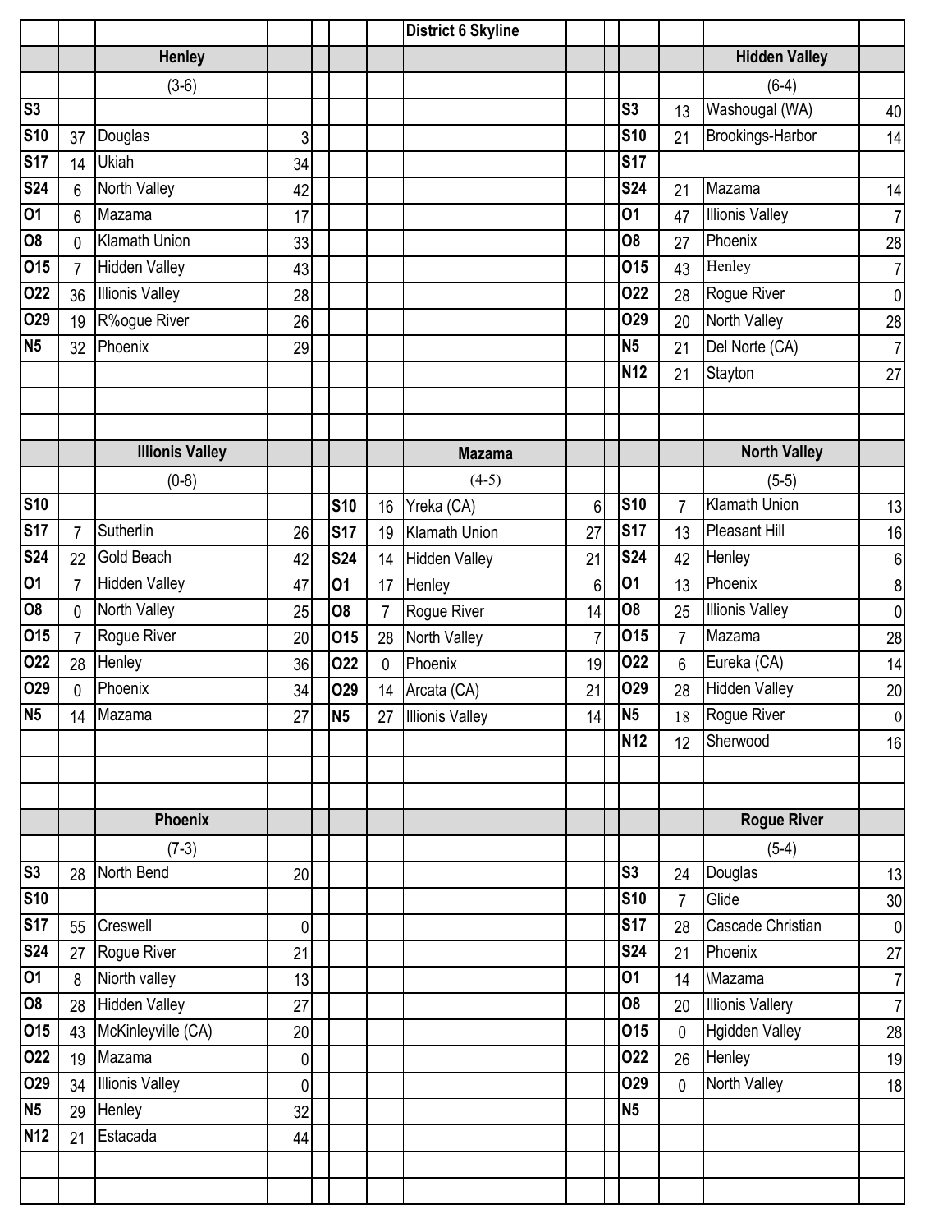## District 6 Skyline

### Henley

(3-6)

| Date | Score | Opponent | Opp |
|---|---|---|---|
| S3 | | | |
| S10 | 37 | Douglas | 3 |
| S17 | 14 | Ukiah | 34 |
| S24 | 6 | North Valley | 42 |
| O1 | 6 | Mazama | 17 |
| O8 | 0 | Klamath Union | 33 |
| O15 | 7 | Hidden Valley | 43 |
| O22 | 36 | Illionis Valley | 28 |
| O29 | 19 | R%ogue River | 26 |
| N5 | 32 | Phoenix | 29 |

### Hidden Valley

(6-4)

| Date | Score | Opponent | Opp |
|---|---|---|---|
| S3 | 13 | Washougal (WA) | 40 |
| S10 | 21 | Brookings-Harbor | 14 |
| S17 | | | |
| S24 | 21 | Mazama | 14 |
| O1 | 47 | Illionis Valley | 7 |
| O8 | 27 | Phoenix | 28 |
| O15 | 43 | Henley | 7 |
| O22 | 28 | Rogue River | 0 |
| O29 | 20 | North Valley | 28 |
| N5 | 21 | Del Norte (CA) | 7 |
| N12 | 21 | Stayton | 27 |

### Illionis Valley

(0-8)

| Date | Score | Opponent | Opp |
|---|---|---|---|
| S10 | | | |
| S17 | 7 | Sutherlin | 26 |
| S24 | 22 | Gold Beach | 42 |
| O1 | 7 | Hidden Valley | 47 |
| O8 | 0 | North Valley | 25 |
| O15 | 7 | Rogue River | 20 |
| O22 | 28 | Henley | 36 |
| O29 | 0 | Phoenix | 34 |
| N5 | 14 | Mazama | 27 |

### Mazama

(4-5)

| Date | Score | Opponent | Opp |
|---|---|---|---|
| S10 | 16 | Yreka (CA) | 6 |
| S17 | 19 | Klamath Union | 27 |
| S24 | 14 | Hidden Valley | 21 |
| O1 | 17 | Henley | 6 |
| O8 | 7 | Rogue River | 14 |
| O15 | 28 | North Valley | 7 |
| O22 | 0 | Phoenix | 19 |
| O29 | 14 | Arcata (CA) | 21 |
| N5 | 27 | Illionis Valley | 14 |

### North Valley

(5-5)

| Date | Score | Opponent | Opp |
|---|---|---|---|
| S10 | 7 | Klamath Union | 13 |
| S17 | 13 | Pleasant Hill | 16 |
| S24 | 42 | Henley | 6 |
| O1 | 13 | Phoenix | 8 |
| O8 | 25 | Illionis Valley | 0 |
| O15 | 7 | Mazama | 28 |
| O22 | 6 | Eureka (CA) | 14 |
| O29 | 28 | Hidden Valley | 20 |
| N5 | 18 | Rogue River | 0 |
| N12 | 12 | Sherwood | 16 |

### Phoenix

(7-3)

| Date | Score | Opponent | Opp |
|---|---|---|---|
| S3 | 28 | North Bend | 20 |
| S10 | | | |
| S17 | 55 | Creswell | 0 |
| S24 | 27 | Rogue River | 21 |
| O1 | 8 | Niorth valley | 13 |
| O8 | 28 | Hidden Valley | 27 |
| O15 | 43 | McKinleyville (CA) | 20 |
| O22 | 19 | Mazama | 0 |
| O29 | 34 | Illionis Valley | 0 |
| N5 | 29 | Henley | 32 |
| N12 | 21 | Estacada | 44 |

### Rogue River

(5-4)

| Date | Score | Opponent | Opp |
|---|---|---|---|
| S3 | 24 | Douglas | 13 |
| S10 | 7 | Glide | 30 |
| S17 | 28 | Cascade Christian | 0 |
| S24 | 21 | Phoenix | 27 |
| O1 | 14 | \Mazama | 7 |
| O8 | 20 | Illionis Vallery | 7 |
| O15 | 0 | Hgidden Valley | 28 |
| O22 | 26 | Henley | 19 |
| O29 | 0 | North Valley | 18 |
| N5 | | | |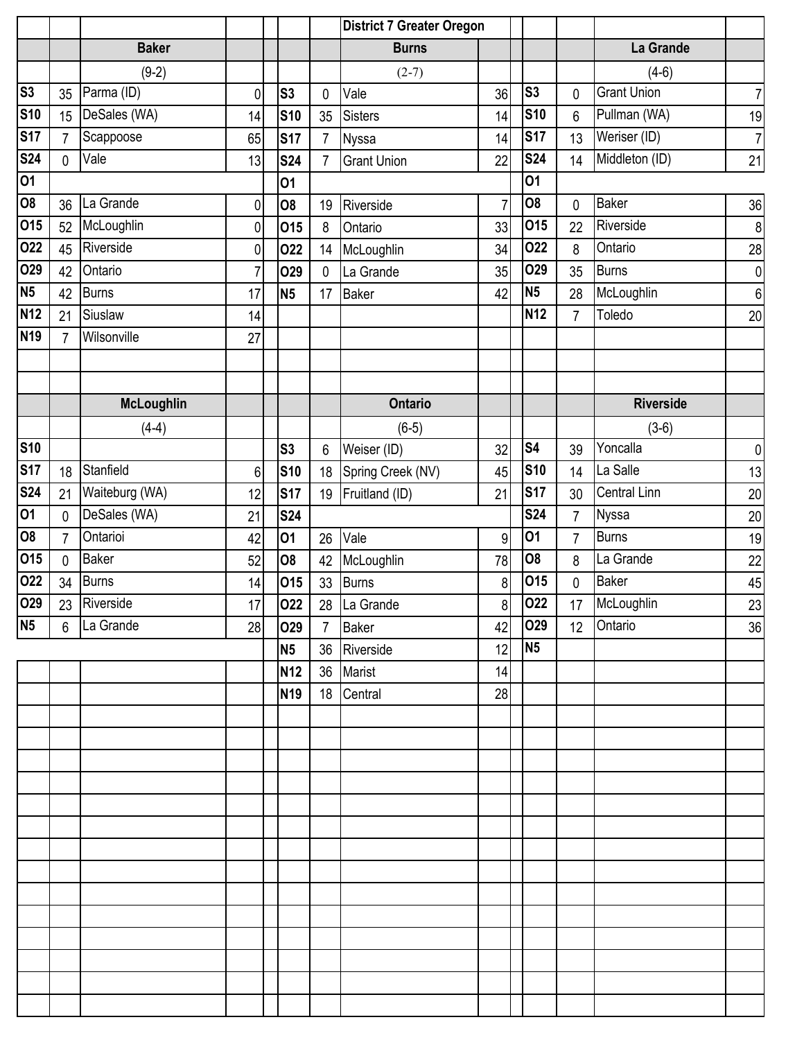# District 7 Greater Oregon

## Baker

(9-2)

| Date | Score | Opponent | Opp |
|---|---|---|---|
| S3 | 35 | Parma (ID) | 0 |
| S10 | 15 | DeSales (WA) | 14 |
| S17 | 7 | Scappoose | 65 |
| S24 | 0 | Vale | 13 |
| O1 | | | |
| O8 | 36 | La Grande | 0 |
| O15 | 52 | McLoughlin | 0 |
| O22 | 45 | Riverside | 0 |
| O29 | 42 | Ontario | 7 |
| N5 | 42 | Burns | 17 |
| N12 | 21 | Siuslaw | 14 |
| N19 | 7 | Wilsonville | 27 |

## Burns

(2-7)

| Date | Score | Opponent | Opp |
|---|---|---|---|
| S3 | 0 | Vale | 36 |
| S10 | 35 | Sisters | 14 |
| S17 | 7 | Nyssa | 14 |
| S24 | 7 | Grant Union | 22 |
| O1 | | | |
| O8 | 19 | Riverside | 7 |
| O15 | 8 | Ontario | 33 |
| O22 | 14 | McLoughlin | 34 |
| O29 | 0 | La Grande | 35 |
| N5 | 17 | Baker | 42 |

## La Grande

(4-6)

| Date | Score | Opponent | Opp |
|---|---|---|---|
| S3 | 0 | Grant Union | 7 |
| S10 | 6 | Pullman (WA) | 19 |
| S17 | 13 | Weriser (ID) | 7 |
| S24 | 14 | Middleton (ID) | 21 |
| O1 | | | |
| O8 | 0 | Baker | 36 |
| O15 | 22 | Riverside | 8 |
| O22 | 8 | Ontario | 28 |
| O29 | 35 | Burns | 0 |
| N5 | 28 | McLoughlin | 6 |
| N12 | 7 | Toledo | 20 |

## McLoughlin

(4-4)

| Date | Score | Opponent | Opp |
|---|---|---|---|
| S10 | | | |
| S17 | 18 | Stanfield | 6 |
| S24 | 21 | Waiteburg (WA) | 12 |
| O1 | 0 | DeSales (WA) | 21 |
| O8 | 7 | Ontarioi | 42 |
| O15 | 0 | Baker | 52 |
| O22 | 34 | Burns | 14 |
| O29 | 23 | Riverside | 17 |
| N5 | 6 | La Grande | 28 |

## Ontario

(6-5)

| Date | Score | Opponent | Opp |
|---|---|---|---|
| S3 | 6 | Weiser (ID) | 32 |
| S10 | 18 | Spring Creek (NV) | 45 |
| S17 | 19 | Fruitland (ID) | 21 |
| S24 | | | |
| O1 | 26 | Vale | 9 |
| O8 | 42 | McLoughlin | 78 |
| O15 | 33 | Burns | 8 |
| O22 | 28 | La Grande | 8 |
| O29 | 7 | Baker | 42 |
| N5 | 36 | Riverside | 12 |
| N12 | 36 | Marist | 14 |
| N19 | 18 | Central | 28 |

## Riverside

(3-6)

| Date | Score | Opponent | Opp |
|---|---|---|---|
| S4 | 39 | Yoncalla | 0 |
| S10 | 14 | La Salle | 13 |
| S17 | 30 | Central Linn | 20 |
| S24 | 7 | Nyssa | 20 |
| O1 | 7 | Burns | 19 |
| O8 | 8 | La Grande | 22 |
| O15 | 0 | Baker | 45 |
| O22 | 17 | McLoughlin | 23 |
| O29 | 12 | Ontario | 36 |
| N5 | | | |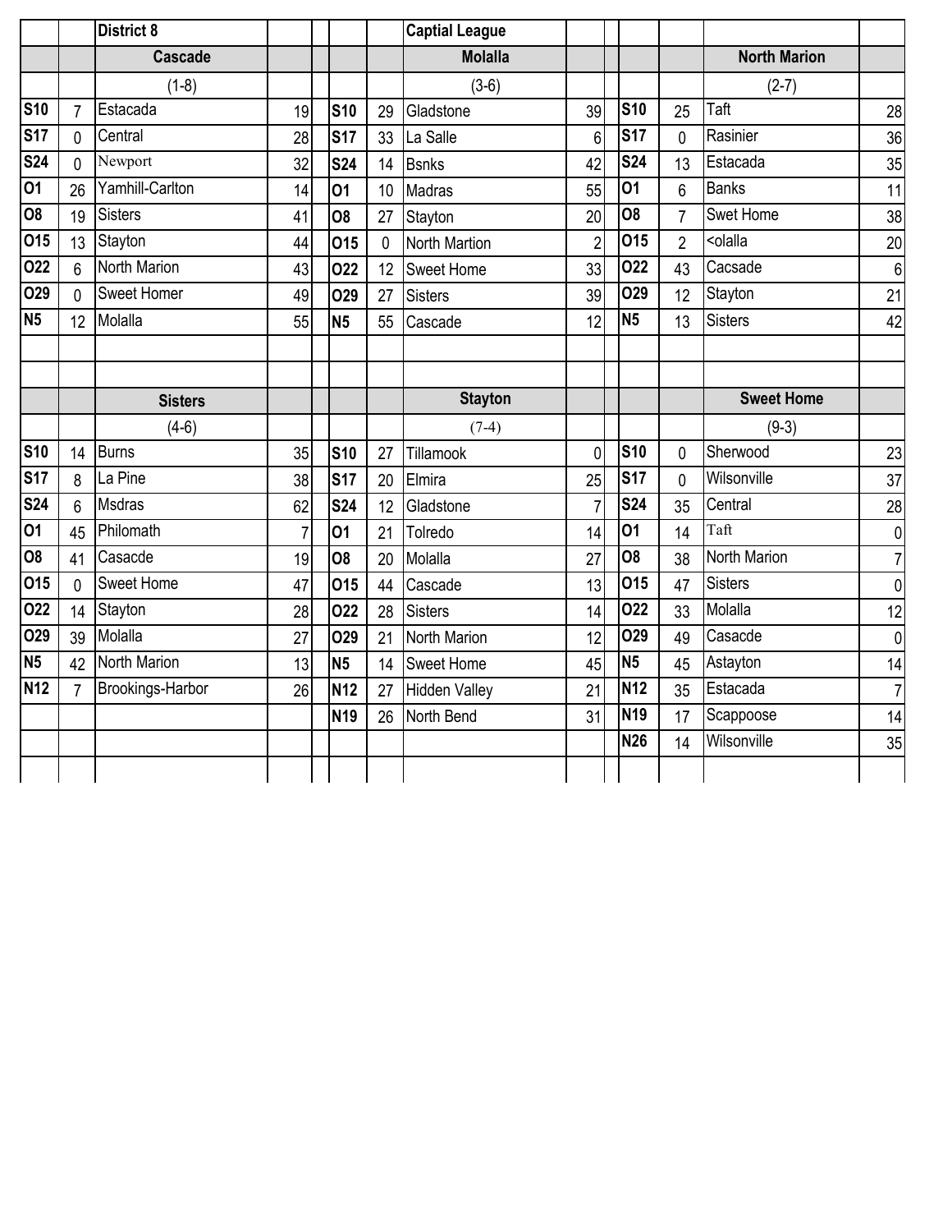| | | | | | | | | | | | | | |
|---|---|---|---|---|---|---|---|---|---|---|---|---|---|
| | | **District 8** | | | | | **Captial League** | | | | | | |
| | | **Cascade** | | | | | **Molalla** | | | | | **North Marion** | |
| | | (1-8) | | | | | (3-6) | | | | | (2-7) | |
| **S10** | 7 | Estacada | 19 | | **S10** | 29 | Gladstone | 39 | | **S10** | 25 | Taft | 28 |
| **S17** | 0 | Central | 28 | | **S17** | 33 | La Salle | 6 | | **S17** | 0 | Rasinier | 36 |
| **S24** | 0 | Newport | 32 | | **S24** | 14 | Bsnks | 42 | | **S24** | 13 | Estacada | 35 |
| **O1** | 26 | Yamhill-Carlton | 14 | | **O1** | 10 | Madras | 55 | | **O1** | 6 | Banks | 11 |
| **O8** | 19 | Sisters | 41 | | **O8** | 27 | Stayton | 20 | | **O8** | 7 | Swet Home | 38 |
| **O15** | 13 | Stayton | 44 | | **O15** | 0 | North Martion | 2 | | **O15** | 2 | <olalla | 20 |
| **O22** | 6 | North Marion | 43 | | **O22** | 12 | Sweet Home | 33 | | **O22** | 43 | Cacsade | 6 |
| **O29** | 0 | Sweet Homer | 49 | | **O29** | 27 | Sisters | 39 | | **O29** | 12 | Stayton | 21 |
| **N5** | 12 | Molalla | 55 | | **N5** | 55 | Cascade | 12 | | **N5** | 13 | Sisters | 42 |
| | | | | | | | | | | | | | |
| | | | | | | | | | | | | | |
| | | **Sisters** | | | | | **Stayton** | | | | | **Sweet Home** | |
| | | (4-6) | | | | | (7-4) | | | | | (9-3) | |
| **S10** | 14 | Burns | 35 | | **S10** | 27 | Tillamook | 0 | | **S10** | 0 | Sherwood | 23 |
| **S17** | 8 | La Pine | 38 | | **S17** | 20 | Elmira | 25 | | **S17** | 0 | Wilsonville | 37 |
| **S24** | 6 | Msdras | 62 | | **S24** | 12 | Gladstone | 7 | | **S24** | 35 | Central | 28 |
| **O1** | 45 | Philomath | 7 | | **O1** | 21 | Tolredo | 14 | | **O1** | 14 | Taft | 0 |
| **O8** | 41 | Casacde | 19 | | **O8** | 20 | Molalla | 27 | | **O8** | 38 | North Marion | 7 |
| **O15** | 0 | Sweet Home | 47 | | **O15** | 44 | Cascade | 13 | | **O15** | 47 | Sisters | 0 |
| **O22** | 14 | Stayton | 28 | | **O22** | 28 | Sisters | 14 | | **O22** | 33 | Molalla | 12 |
| **O29** | 39 | Molalla | 27 | | **O29** | 21 | North Marion | 12 | | **O29** | 49 | Casacde | 0 |
| **N5** | 42 | North Marion | 13 | | **N5** | 14 | Sweet Home | 45 | | **N5** | 45 | Astayton | 14 |
| **N12** | 7 | Brookings-Harbor | 26 | | **N12** | 27 | Hidden Valley | 21 | | **N12** | 35 | Estacada | 7 |
| | | | | | **N19** | 26 | North Bend | 31 | | **N19** | 17 | Scappoose | 14 |
| | | | | | | | | | | **N26** | 14 | Wilsonville | 35 |